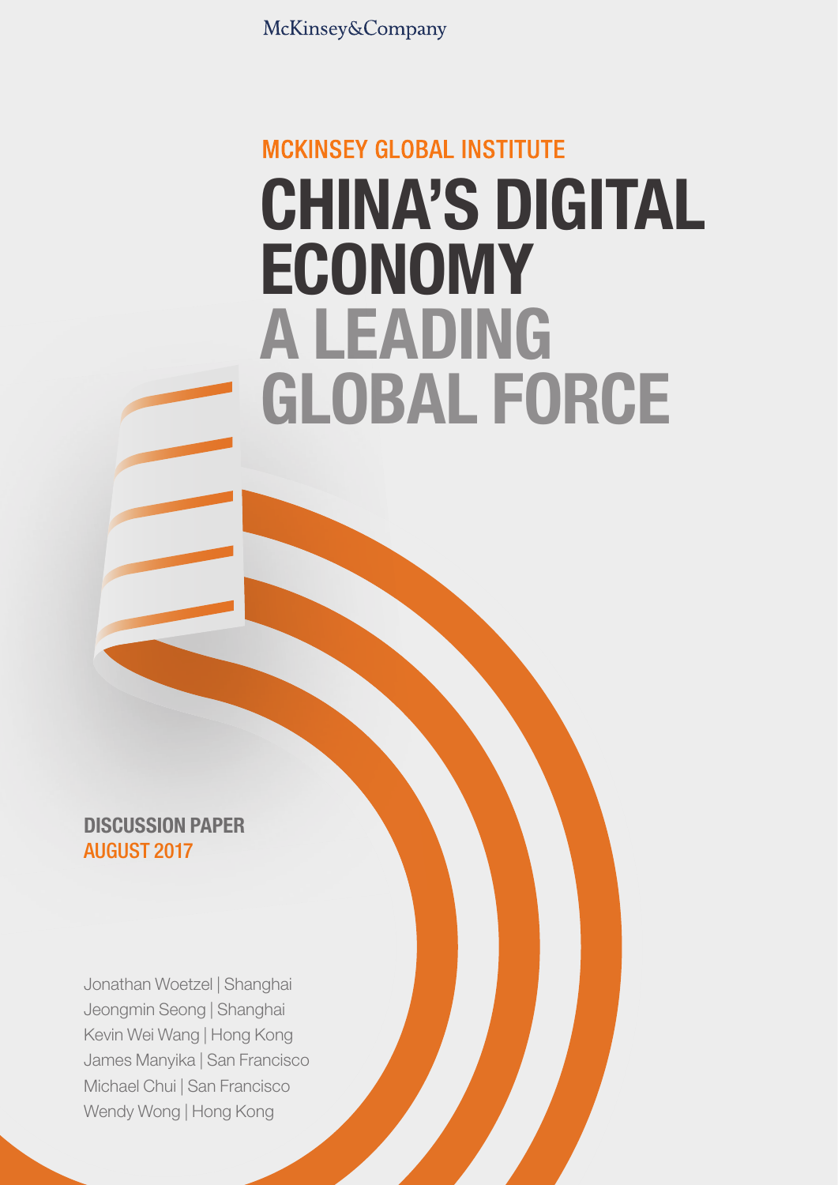McKinsey&Company

MCKINSEY GLOBAL INSTITUTE

# CHINA'S DIGITAL ECONOMY A LEADING GLOBAL FORCE

**DISCUSSION PAPER**
**AUGUST 2017**

Jonathan Woetzel | Shanghai
Jeongmin Seong | Shanghai
Kevin Wei Wang | Hong Kong
James Manyika | San Francisco
Michael Chui | San Francisco
Wendy Wong | Hong Kong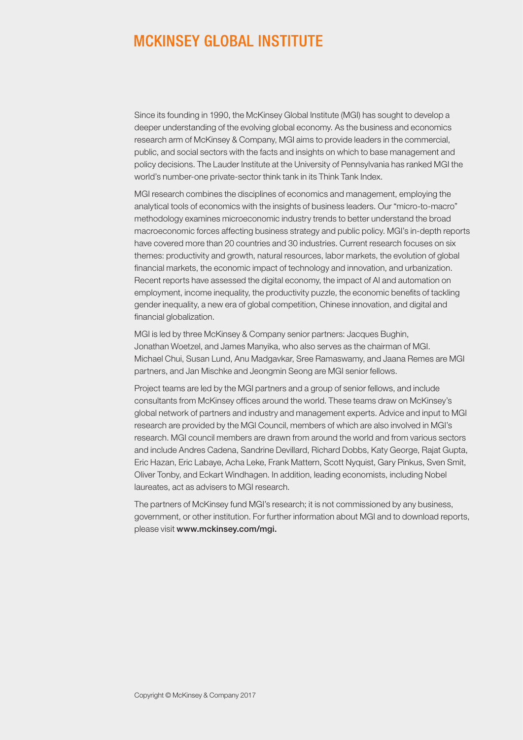# MCKINSEY GLOBAL INSTITUTE

Since its founding in 1990, the McKinsey Global Institute (MGI) has sought to develop a deeper understanding of the evolving global economy. As the business and economics research arm of McKinsey & Company, MGI aims to provide leaders in the commercial, public, and social sectors with the facts and insights on which to base management and policy decisions. The Lauder Institute at the University of Pennsylvania has ranked MGI the world's number-one private-sector think tank in its Think Tank Index.

MGI research combines the disciplines of economics and management, employing the analytical tools of economics with the insights of business leaders. Our "micro-to-macro" methodology examines microeconomic industry trends to better understand the broad macroeconomic forces affecting business strategy and public policy. MGI's in-depth reports have covered more than 20 countries and 30 industries. Current research focuses on six themes: productivity and growth, natural resources, labor markets, the evolution of global financial markets, the economic impact of technology and innovation, and urbanization. Recent reports have assessed the digital economy, the impact of AI and automation on employment, income inequality, the productivity puzzle, the economic benefits of tackling gender inequality, a new era of global competition, Chinese innovation, and digital and financial globalization.

MGI is led by three McKinsey & Company senior partners: Jacques Bughin, Jonathan Woetzel, and James Manyika, who also serves as the chairman of MGI. Michael Chui, Susan Lund, Anu Madgavkar, Sree Ramaswamy, and Jaana Remes are MGI partners, and Jan Mischke and Jeongmin Seong are MGI senior fellows.

Project teams are led by the MGI partners and a group of senior fellows, and include consultants from McKinsey offices around the world. These teams draw on McKinsey's global network of partners and industry and management experts. Advice and input to MGI research are provided by the MGI Council, members of which are also involved in MGI's research. MGI council members are drawn from around the world and from various sectors and include Andres Cadena, Sandrine Devillard, Richard Dobbs, Katy George, Rajat Gupta, Eric Hazan, Eric Labaye, Acha Leke, Frank Mattern, Scott Nyquist, Gary Pinkus, Sven Smit, Oliver Tonby, and Eckart Windhagen. In addition, leading economists, including Nobel laureates, act as advisers to MGI research.

The partners of McKinsey fund MGI's research; it is not commissioned by any business, government, or other institution. For further information about MGI and to download reports, please visit **www.mckinsey.com/mgi.**

Copyright © McKinsey & Company 2017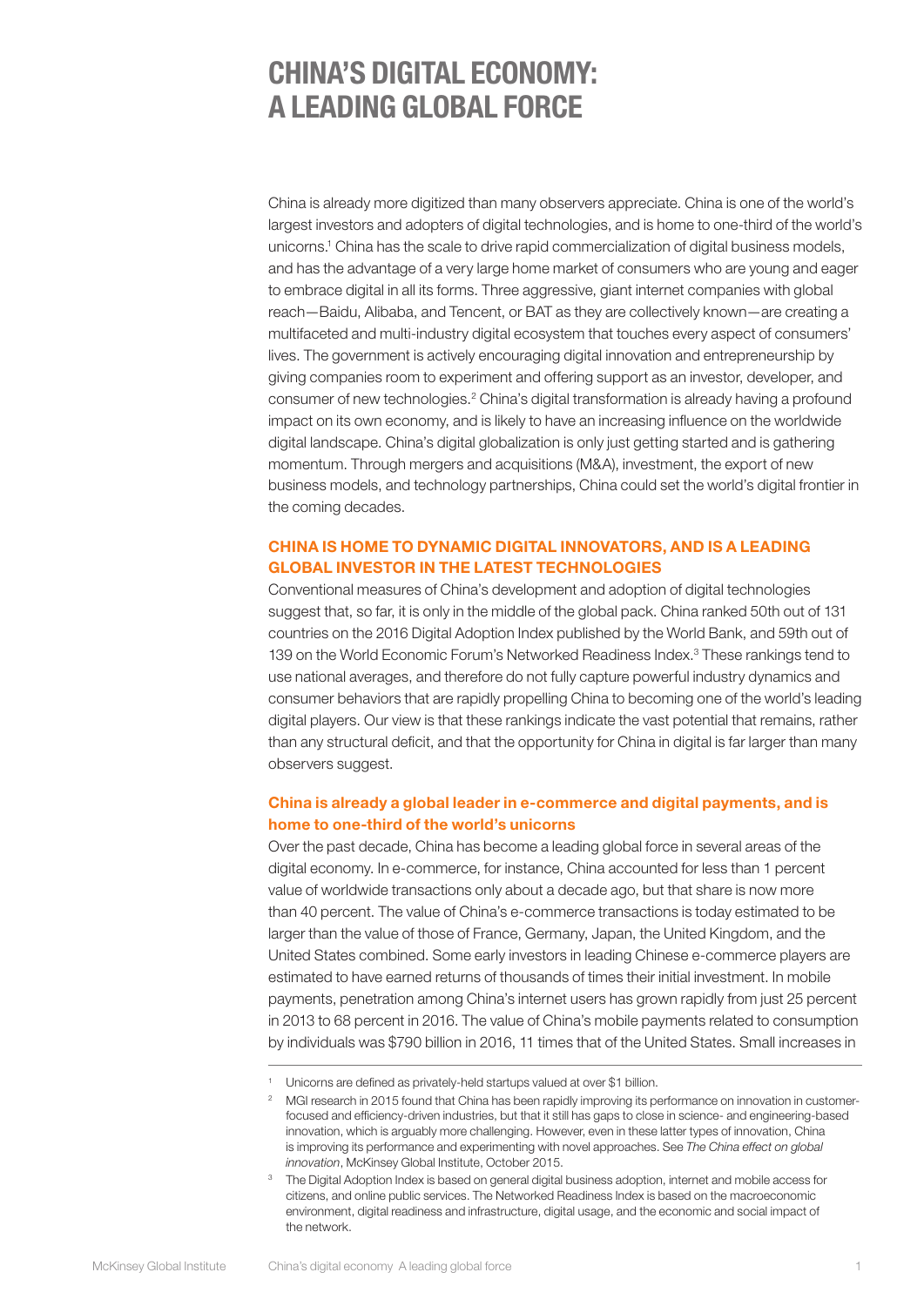# CHINA'S DIGITAL ECONOMY: A LEADING GLOBAL FORCE

China is already more digitized than many observers appreciate. China is one of the world's largest investors and adopters of digital technologies, and is home to one-third of the world's unicorns.[1] China has the scale to drive rapid commercialization of digital business models, and has the advantage of a very large home market of consumers who are young and eager to embrace digital in all its forms. Three aggressive, giant internet companies with global reach—Baidu, Alibaba, and Tencent, or BAT as they are collectively known—are creating a multifaceted and multi-industry digital ecosystem that touches every aspect of consumers' lives. The government is actively encouraging digital innovation and entrepreneurship by giving companies room to experiment and offering support as an investor, developer, and consumer of new technologies.[2] China's digital transformation is already having a profound impact on its own economy, and is likely to have an increasing influence on the worldwide digital landscape. China's digital globalization is only just getting started and is gathering momentum. Through mergers and acquisitions (M&A), investment, the export of new business models, and technology partnerships, China could set the world's digital frontier in the coming decades.

## CHINA IS HOME TO DYNAMIC DIGITAL INNOVATORS, AND IS A LEADING GLOBAL INVESTOR IN THE LATEST TECHNOLOGIES

Conventional measures of China's development and adoption of digital technologies suggest that, so far, it is only in the middle of the global pack. China ranked 50th out of 131 countries on the 2016 Digital Adoption Index published by the World Bank, and 59th out of 139 on the World Economic Forum's Networked Readiness Index.[3] These rankings tend to use national averages, and therefore do not fully capture powerful industry dynamics and consumer behaviors that are rapidly propelling China to becoming one of the world's leading digital players. Our view is that these rankings indicate the vast potential that remains, rather than any structural deficit, and that the opportunity for China in digital is far larger than many observers suggest.

### China is already a global leader in e-commerce and digital payments, and is home to one-third of the world's unicorns

Over the past decade, China has become a leading global force in several areas of the digital economy. In e-commerce, for instance, China accounted for less than 1 percent value of worldwide transactions only about a decade ago, but that share is now more than 40 percent. The value of China's e-commerce transactions is today estimated to be larger than the value of those of France, Germany, Japan, the United Kingdom, and the United States combined. Some early investors in leading Chinese e-commerce players are estimated to have earned returns of thousands of times their initial investment. In mobile payments, penetration among China's internet users has grown rapidly from just 25 percent in 2013 to 68 percent in 2016. The value of China's mobile payments related to consumption by individuals was $790 billion in 2016, 11 times that of the United States. Small increases in

---

[1] Unicorns are defined as privately-held startups valued at over $1 billion.

[2] MGI research in 2015 found that China has been rapidly improving its performance on innovation in customer-focused and efficiency-driven industries, but that it still has gaps to close in science- and engineering-based innovation, which is arguably more challenging. However, even in these latter types of innovation, China is improving its performance and experimenting with novel approaches. See *The China effect on global innovation*, McKinsey Global Institute, October 2015.

[3] The Digital Adoption Index is based on general digital business adoption, internet and mobile access for citizens, and online public services. The Networked Readiness Index is based on the macroeconomic environment, digital readiness and infrastructure, digital usage, and the economic and social impact of the network.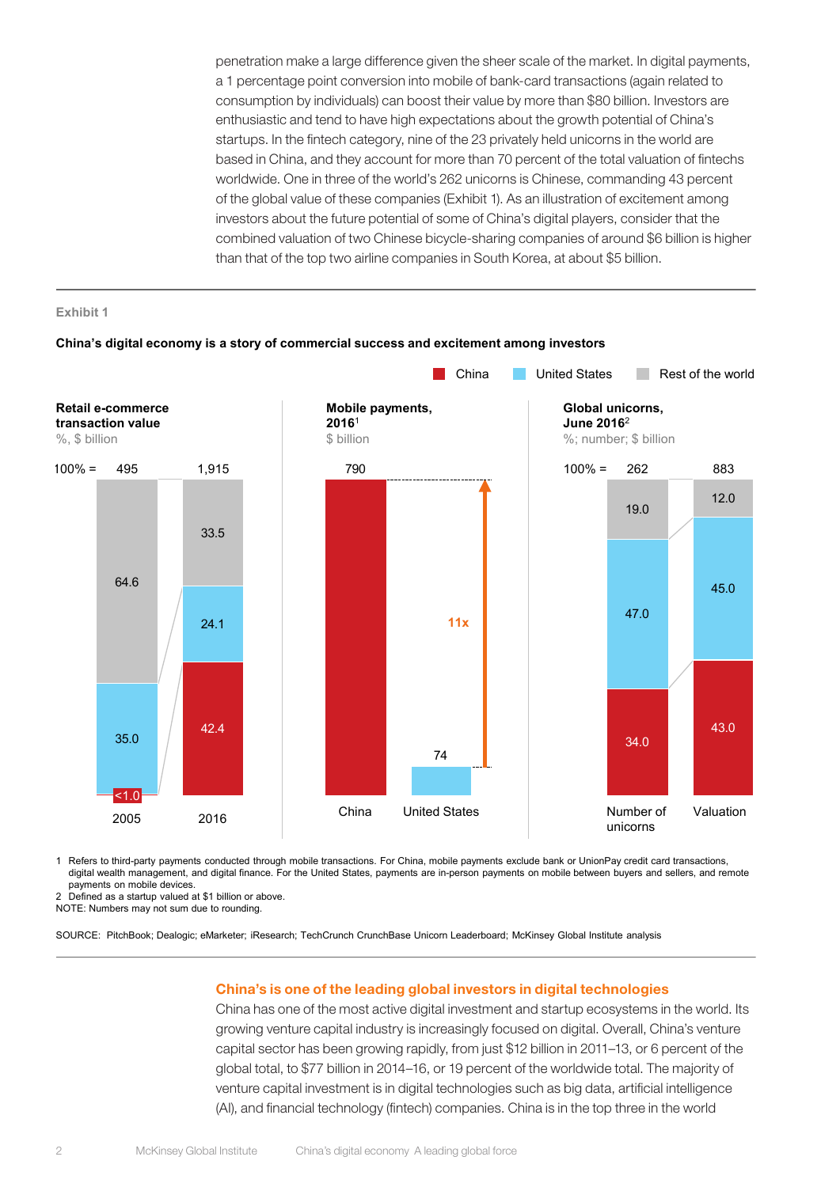penetration make a large difference given the sheer scale of the market. In digital payments, a 1 percentage point conversion into mobile of bank-card transactions (again related to consumption by individuals) can boost their value by more than $80 billion. Investors are enthusiastic and tend to have high expectations about the growth potential of China's startups. In the fintech category, nine of the 23 privately held unicorns in the world are based in China, and they account for more than 70 percent of the total valuation of fintechs worldwide. One in three of the world's 262 unicorns is Chinese, commanding 43 percent of the global value of these companies (Exhibit 1). As an illustration of excitement among investors about the future potential of some of China's digital players, consider that the combined valuation of two Chinese bicycle-sharing companies of around $6 billion is higher than that of the top two airline companies in South Korea, at about $5 billion.

Exhibit 1

**China's digital economy is a story of commercial success and excitement among investors**

**Retail e-commerce transaction value**
%, $ billion

| | 2005 | 2016 |
|---|---|---|
| 100% = | 495 | 1,915 |
| Rest of the world | 64.6 | 33.5 |
| United States | 35.0 | 24.1 |
| China | <1.0 | 42.4 |

**Mobile payments, 2016**[1]
$ billion

| China | United States |
|---|---|
| 790 | 74 |

11x

**Global unicorns, June 2016**[2]
%; number; $ billion

| | Number of unicorns | Valuation |
|---|---|---|
| 100% = | 262 | 883 |
| Rest of the world | 19.0 | 12.0 |
| United States | 47.0 | 45.0 |
| China | 34.0 | 43.0 |

1 Refers to third-party payments conducted through mobile transactions. For China, mobile payments exclude bank or UnionPay credit card transactions, digital wealth management, and digital finance. For the United States, payments are in-person payments on mobile between buyers and sellers, and remote payments on mobile devices.
2 Defined as a startup valued at $1 billion or above.
NOTE: Numbers may not sum due to rounding.

SOURCE: PitchBook; Dealogic; eMarketer; iResearch; TechCrunch CrunchBase Unicorn Leaderboard; McKinsey Global Institute analysis

## China's is one of the leading global investors in digital technologies

China has one of the most active digital investment and startup ecosystems in the world. Its growing venture capital industry is increasingly focused on digital. Overall, China's venture capital sector has been growing rapidly, from just $12 billion in 2011–13, or 6 percent of the global total, to $77 billion in 2014–16, or 19 percent of the worldwide total. The majority of venture capital investment is in digital technologies such as big data, artificial intelligence (AI), and financial technology (fintech) companies. China is in the top three in the world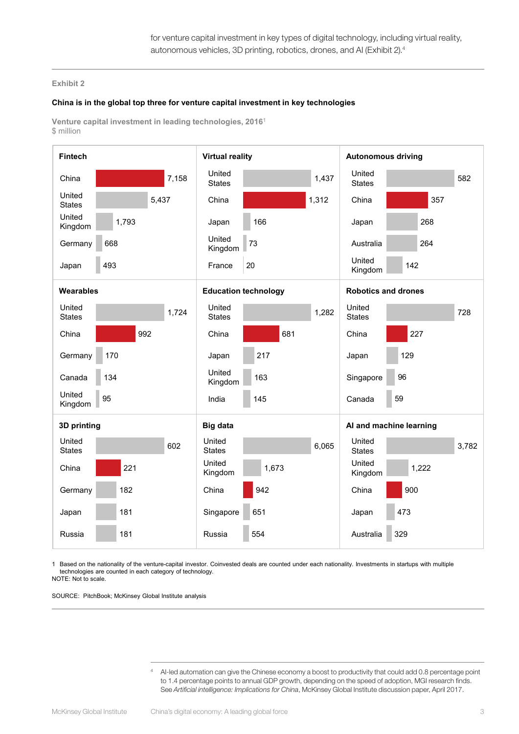for venture capital investment in key types of digital technology, including virtual reality, autonomous vehicles, 3D printing, robotics, drones, and AI (Exhibit 2).[4]

Exhibit 2

**China is in the global top three for venture capital investment in key technologies**

**Venture capital investment in leading technologies, 2016**[1]
$ million

**Fintech**

| Country | $ million |
|---|---|
| China | 7,158 |
| United States | 5,437 |
| United Kingdom | 1,793 |
| Germany | 668 |
| Japan | 493 |

**Virtual reality**

| Country | $ million |
|---|---|
| United States | 1,437 |
| China | 1,312 |
| Japan | 166 |
| United Kingdom | 73 |
| France | 20 |

**Autonomous driving**

| Country | $ million |
|---|---|
| United States | 582 |
| China | 357 |
| Japan | 268 |
| Australia | 264 |
| United Kingdom | 142 |

**Wearables**

| Country | $ million |
|---|---|
| United States | 1,724 |
| China | 992 |
| Germany | 170 |
| Canada | 134 |
| United Kingdom | 95 |

**Education technology**

| Country | $ million |
|---|---|
| United States | 1,282 |
| China | 681 |
| Japan | 217 |
| United Kingdom | 163 |
| India | 145 |

**Robotics and drones**

| Country | $ million |
|---|---|
| United States | 728 |
| China | 227 |
| Japan | 129 |
| Singapore | 96 |
| Canada | 59 |

**3D printing**

| Country | $ million |
|---|---|
| United States | 602 |
| China | 221 |
| Germany | 182 |
| Japan | 181 |
| Russia | 181 |

**Big data**

| Country | $ million |
|---|---|
| United States | 6,065 |
| United Kingdom | 1,673 |
| China | 942 |
| Singapore | 651 |
| Russia | 554 |

**AI and machine learning**

| Country | $ million |
|---|---|
| United States | 3,782 |
| United Kingdom | 1,222 |
| China | 900 |
| Japan | 473 |
| Australia | 329 |

1 Based on the nationality of the venture-capital investor. Coinvested deals are counted under each nationality. Investments in startups with multiple technologies are counted in each category of technology.
NOTE: Not to scale.

SOURCE: PitchBook; McKinsey Global Institute analysis

[4] AI-led automation can give the Chinese economy a boost to productivity that could add 0.8 percentage point to 1.4 percentage points to annual GDP growth, depending on the speed of adoption, MGI research finds. See *Artificial intelligence: Implications for China*, McKinsey Global Institute discussion paper, April 2017.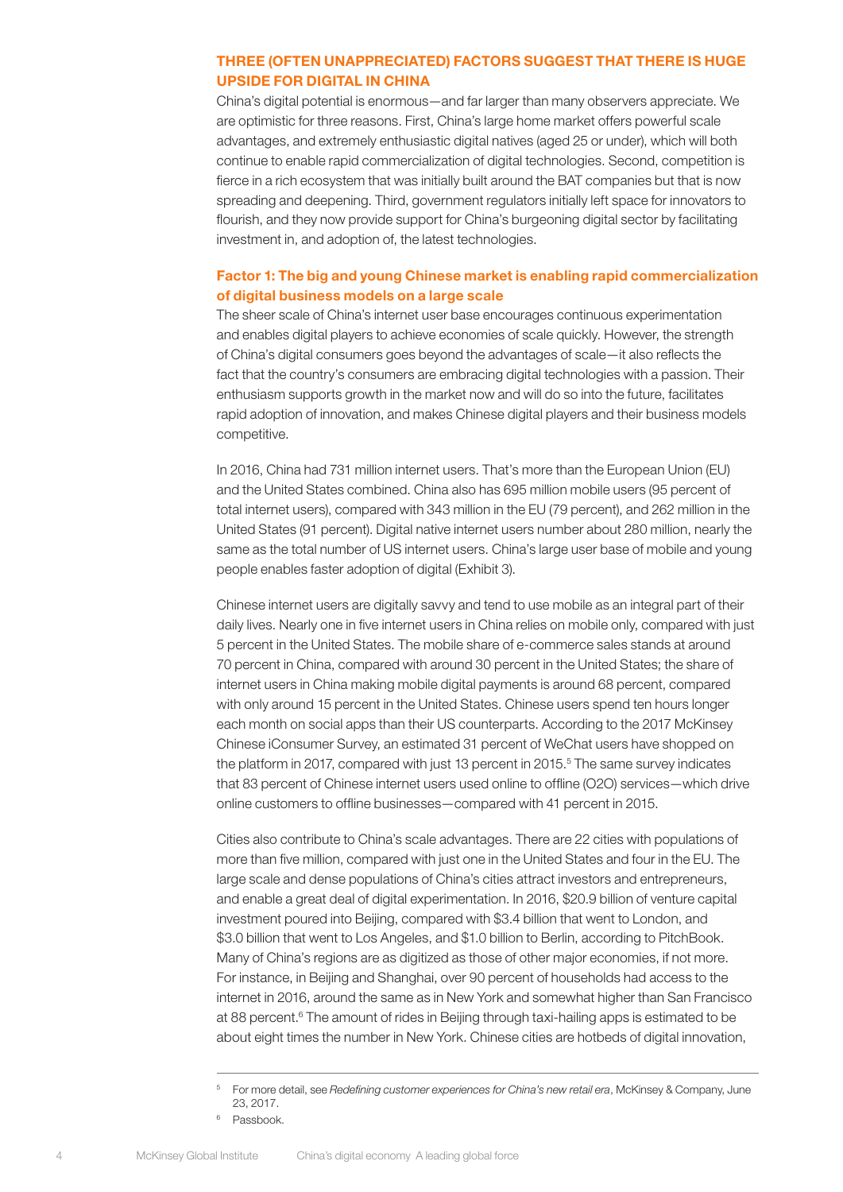## THREE (OFTEN UNAPPRECIATED) FACTORS SUGGEST THAT THERE IS HUGE UPSIDE FOR DIGITAL IN CHINA

China's digital potential is enormous—and far larger than many observers appreciate. We are optimistic for three reasons. First, China's large home market offers powerful scale advantages, and extremely enthusiastic digital natives (aged 25 or under), which will both continue to enable rapid commercialization of digital technologies. Second, competition is fierce in a rich ecosystem that was initially built around the BAT companies but that is now spreading and deepening. Third, government regulators initially left space for innovators to flourish, and they now provide support for China's burgeoning digital sector by facilitating investment in, and adoption of, the latest technologies.

### Factor 1: The big and young Chinese market is enabling rapid commercialization of digital business models on a large scale

The sheer scale of China's internet user base encourages continuous experimentation and enables digital players to achieve economies of scale quickly. However, the strength of China's digital consumers goes beyond the advantages of scale—it also reflects the fact that the country's consumers are embracing digital technologies with a passion. Their enthusiasm supports growth in the market now and will do so into the future, facilitates rapid adoption of innovation, and makes Chinese digital players and their business models competitive.

In 2016, China had 731 million internet users. That's more than the European Union (EU) and the United States combined. China also has 695 million mobile users (95 percent of total internet users), compared with 343 million in the EU (79 percent), and 262 million in the United States (91 percent). Digital native internet users number about 280 million, nearly the same as the total number of US internet users. China's large user base of mobile and young people enables faster adoption of digital (Exhibit 3).

Chinese internet users are digitally savvy and tend to use mobile as an integral part of their daily lives. Nearly one in five internet users in China relies on mobile only, compared with just 5 percent in the United States. The mobile share of e-commerce sales stands at around 70 percent in China, compared with around 30 percent in the United States; the share of internet users in China making mobile digital payments is around 68 percent, compared with only around 15 percent in the United States. Chinese users spend ten hours longer each month on social apps than their US counterparts. According to the 2017 McKinsey Chinese iConsumer Survey, an estimated 31 percent of WeChat users have shopped on the platform in 2017, compared with just 13 percent in 2015.[5] The same survey indicates that 83 percent of Chinese internet users used online to offline (O2O) services—which drive online customers to offline businesses—compared with 41 percent in 2015.

Cities also contribute to China's scale advantages. There are 22 cities with populations of more than five million, compared with just one in the United States and four in the EU. The large scale and dense populations of China's cities attract investors and entrepreneurs, and enable a great deal of digital experimentation. In 2016, $20.9 billion of venture capital investment poured into Beijing, compared with $3.4 billion that went to London, and $3.0 billion that went to Los Angeles, and $1.0 billion to Berlin, according to PitchBook. Many of China's regions are as digitized as those of other major economies, if not more. For instance, in Beijing and Shanghai, over 90 percent of households had access to the internet in 2016, around the same as in New York and somewhat higher than San Francisco at 88 percent.[6] The amount of rides in Beijing through taxi-hailing apps is estimated to be about eight times the number in New York. Chinese cities are hotbeds of digital innovation,

---

[5] For more detail, see *Redefining customer experiences for China's new retail era*, McKinsey & Company, June 23, 2017.

[6] Passbook.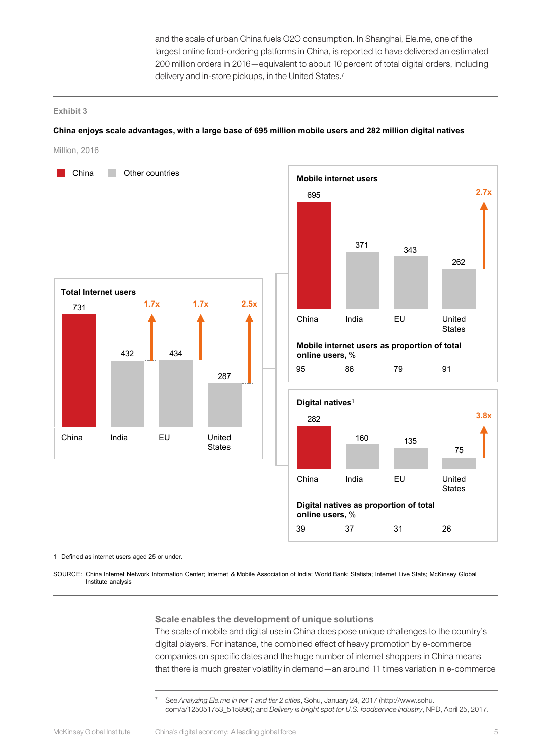and the scale of urban China fuels O2O consumption. In Shanghai, Ele.me, one of the largest online food-ordering platforms in China, is reported to have delivered an estimated 200 million orders in 2016—equivalent to about 10 percent of total digital orders, including delivery and in-store pickups, in the United States.[7]

Exhibit 3

**China enjoys scale advantages, with a large base of 695 million mobile users and 282 million digital natives**

Million, 2016

China | Other countries

**Total Internet users**

| | China | India | EU | United States |
|---|---|---|---|---|
| Total Internet users | 731 | 432 | 434 | 287 |
| China multiple | | 1.7x | 1.7x | 2.5x |

**Mobile internet users**

| | China | India | EU | United States |
|---|---|---|---|---|
| Mobile internet users | 695 | 371 | 343 | 262 |
| China multiple | | | | 2.7x |
| Mobile internet users as proportion of total online users, % | 95 | 86 | 79 | 91 |

**Digital natives**[1]

| | China | India | EU | United States |
|---|---|---|---|---|
| Digital natives | 282 | 160 | 135 | 75 |
| China multiple | | | | 3.8x |
| Digital natives as proportion of total online users, % | 39 | 37 | 31 | 26 |

1 Defined as internet users aged 25 or under.

SOURCE: China Internet Network Information Center; Internet & Mobile Association of India; World Bank; Statista; Internet Live Stats; McKinsey Global Institute analysis

### Scale enables the development of unique solutions

The scale of mobile and digital use in China does pose unique challenges to the country's digital players. For instance, the combined effect of heavy promotion by e-commerce companies on specific dates and the huge number of internet shoppers in China means that there is much greater volatility in demand—an around 11 times variation in e-commerce

7 See *Analyzing Ele.me in tier 1 and tier 2 cities*, Sohu, January 24, 2017 (http://www.sohu.com/a/125051753_515896); and *Delivery is bright spot for U.S. foodservice industry*, NPD, April 25, 2017.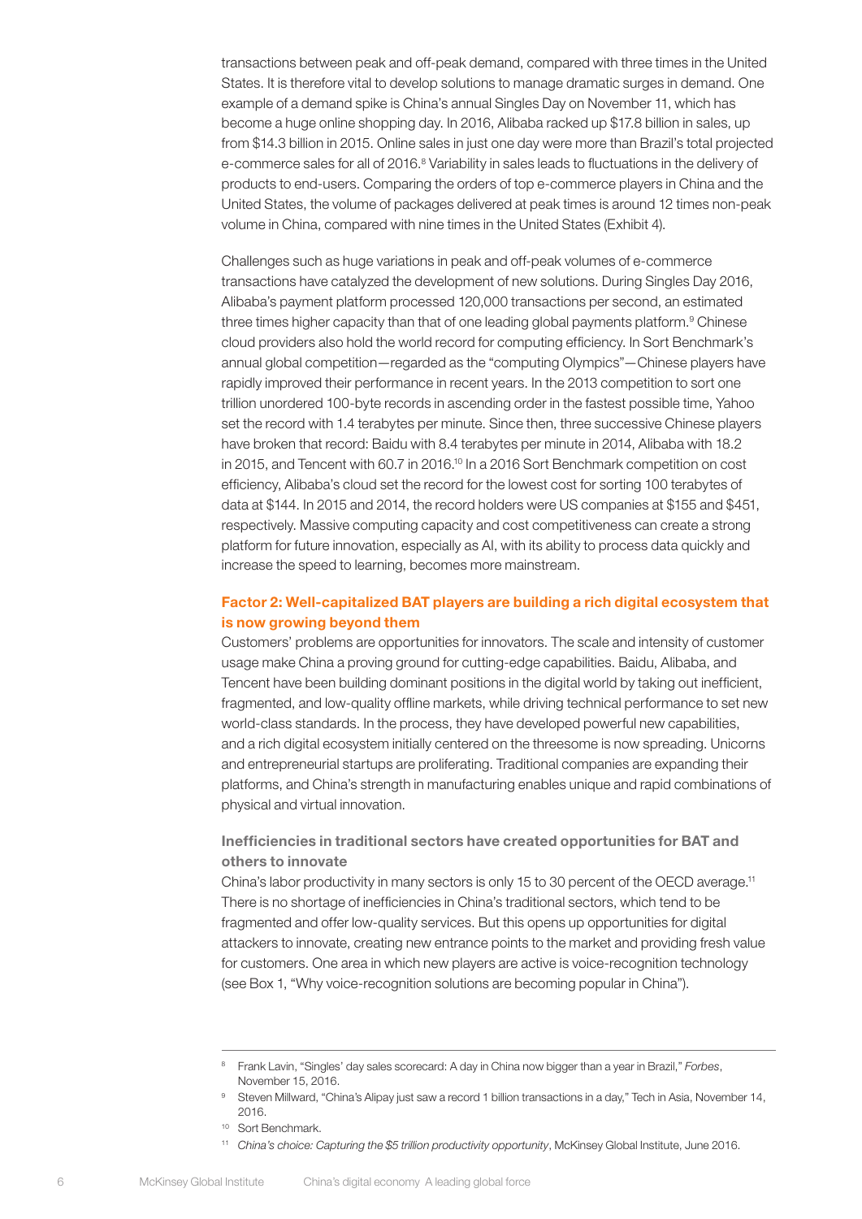transactions between peak and off-peak demand, compared with three times in the United States. It is therefore vital to develop solutions to manage dramatic surges in demand. One example of a demand spike is China's annual Singles Day on November 11, which has become a huge online shopping day. In 2016, Alibaba racked up $17.8 billion in sales, up from $14.3 billion in 2015. Online sales in just one day were more than Brazil's total projected e-commerce sales for all of 2016.[8] Variability in sales leads to fluctuations in the delivery of products to end-users. Comparing the orders of top e-commerce players in China and the United States, the volume of packages delivered at peak times is around 12 times non-peak volume in China, compared with nine times in the United States (Exhibit 4).

Challenges such as huge variations in peak and off-peak volumes of e-commerce transactions have catalyzed the development of new solutions. During Singles Day 2016, Alibaba's payment platform processed 120,000 transactions per second, an estimated three times higher capacity than that of one leading global payments platform.[9] Chinese cloud providers also hold the world record for computing efficiency. In Sort Benchmark's annual global competition—regarded as the "computing Olympics"—Chinese players have rapidly improved their performance in recent years. In the 2013 competition to sort one trillion unordered 100-byte records in ascending order in the fastest possible time, Yahoo set the record with 1.4 terabytes per minute. Since then, three successive Chinese players have broken that record: Baidu with 8.4 terabytes per minute in 2014, Alibaba with 18.2 in 2015, and Tencent with 60.7 in 2016.[10] In a 2016 Sort Benchmark competition on cost efficiency, Alibaba's cloud set the record for the lowest cost for sorting 100 terabytes of data at $144. In 2015 and 2014, the record holders were US companies at $155 and $451, respectively. Massive computing capacity and cost competitiveness can create a strong platform for future innovation, especially as AI, with its ability to process data quickly and increase the speed to learning, becomes more mainstream.

### Factor 2: Well-capitalized BAT players are building a rich digital ecosystem that is now growing beyond them

Customers' problems are opportunities for innovators. The scale and intensity of customer usage make China a proving ground for cutting-edge capabilities. Baidu, Alibaba, and Tencent have been building dominant positions in the digital world by taking out inefficient, fragmented, and low-quality offline markets, while driving technical performance to set new world-class standards. In the process, they have developed powerful new capabilities, and a rich digital ecosystem initially centered on the threesome is now spreading. Unicorns and entrepreneurial startups are proliferating. Traditional companies are expanding their platforms, and China's strength in manufacturing enables unique and rapid combinations of physical and virtual innovation.

#### Inefficiencies in traditional sectors have created opportunities for BAT and others to innovate

China's labor productivity in many sectors is only 15 to 30 percent of the OECD average.[11] There is no shortage of inefficiencies in China's traditional sectors, which tend to be fragmented and offer low-quality services. But this opens up opportunities for digital attackers to innovate, creating new entrance points to the market and providing fresh value for customers. One area in which new players are active is voice-recognition technology (see Box 1, "Why voice-recognition solutions are becoming popular in China").

---

[8] Frank Lavin, "Singles' day sales scorecard: A day in China now bigger than a year in Brazil," *Forbes*, November 15, 2016.

[9] Steven Millward, "China's Alipay just saw a record 1 billion transactions in a day," Tech in Asia, November 14, 2016.

[10] Sort Benchmark.

[11] *China's choice: Capturing the $5 trillion productivity opportunity*, McKinsey Global Institute, June 2016.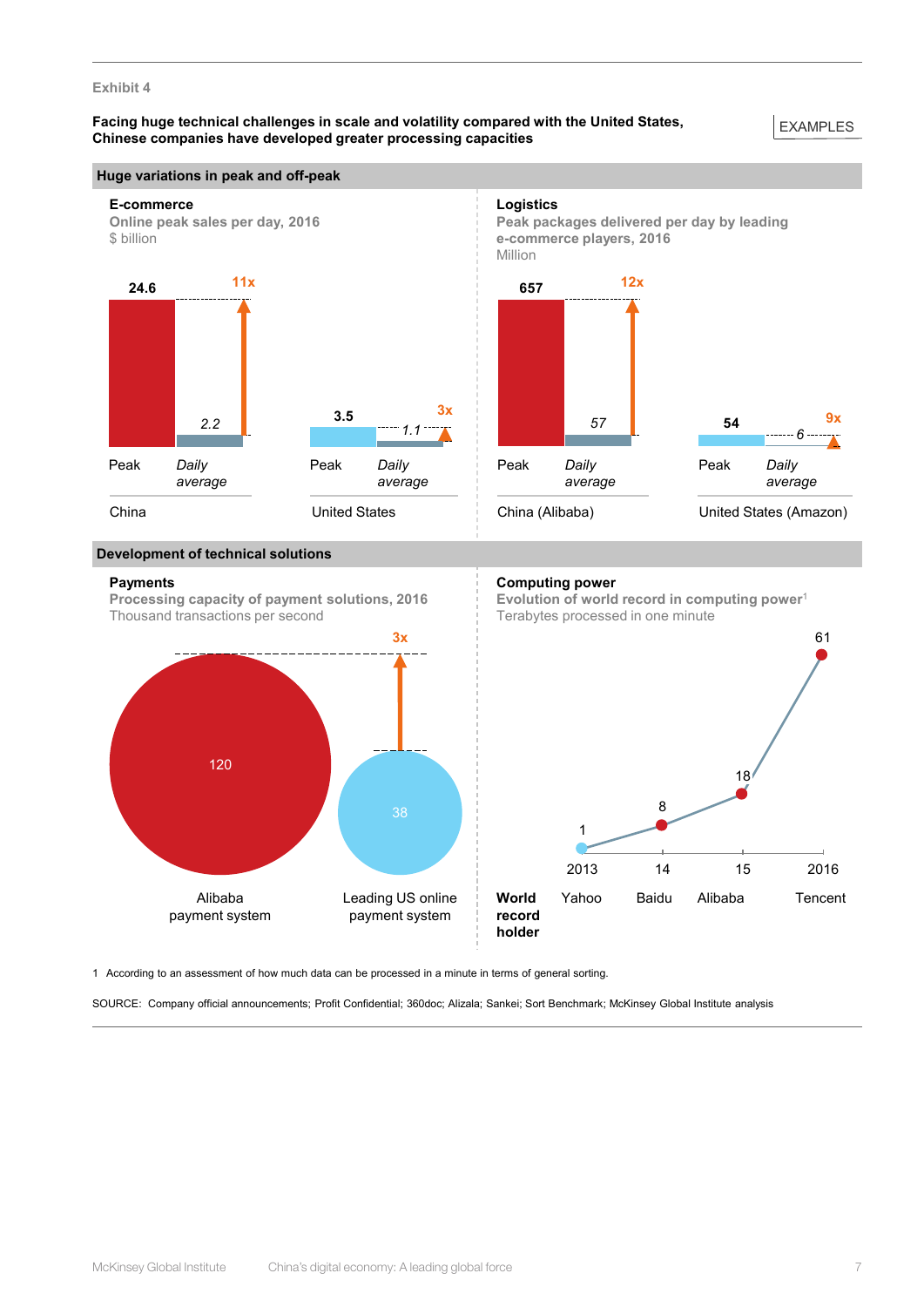Exhibit 4

**Facing huge technical challenges in scale and volatility compared with the United States, Chinese companies have developed greater processing capacities**

EXAMPLES

## Huge variations in peak and off-peak

**E-commerce**
Online peak sales per day, 2016
$ billion

| | Peak | Daily average | Multiple |
|---|---|---|---|
| China | 24.6 | 2.2 | 11x |
| United States | 3.5 | 1.1 | 3x |

**Logistics**
Peak packages delivered per day by leading e-commerce players, 2016
Million

| | Peak | Daily average | Multiple |
|---|---|---|---|
| China (Alibaba) | 657 | 57 | 12x |
| United States (Amazon) | 54 | 6 | 9x |

## Development of technical solutions

**Payments**
Processing capacity of payment solutions, 2016
Thousand transactions per second

| Alibaba payment system | Leading US online payment system |
|---|---|
| 120 | 38 |

3x

**Computing power**
Evolution of world record in computing power[1]
Terabytes processed in one minute

| World record holder | Year | Terabytes |
|---|---|---|
| Yahoo | 2013 | 1 |
| Baidu | 14 | 8 |
| Alibaba | 15 | 18 |
| Tencent | 2016 | 61 |

1 According to an assessment of how much data can be processed in a minute in terms of general sorting.

SOURCE: Company official announcements; Profit Confidential; 360doc; Alizala; Sankei; Sort Benchmark; McKinsey Global Institute analysis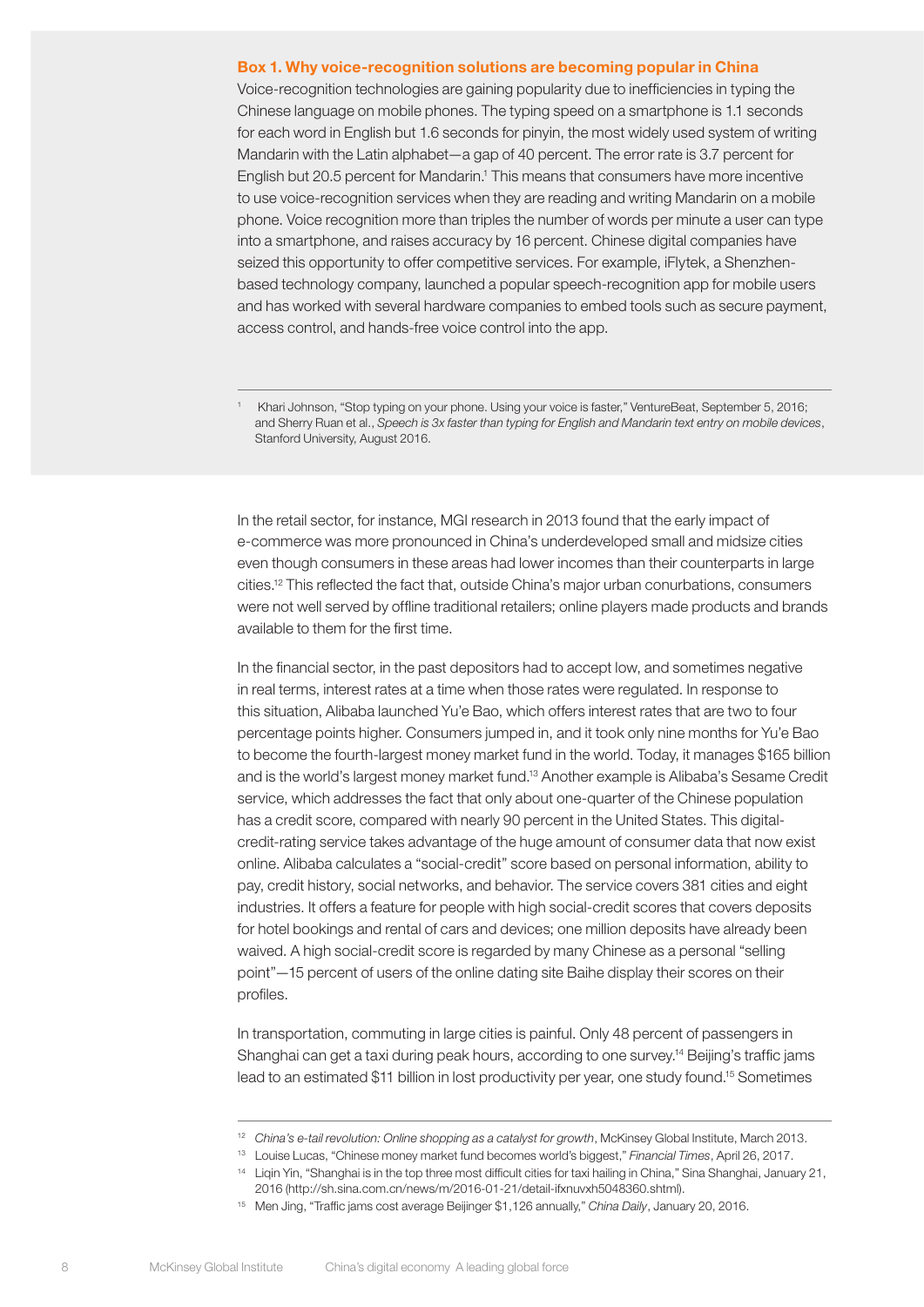**Box 1. Why voice-recognition solutions are becoming popular in China**

Voice-recognition technologies are gaining popularity due to inefficiencies in typing the Chinese language on mobile phones. The typing speed on a smartphone is 1.1 seconds for each word in English but 1.6 seconds for pinyin, the most widely used system of writing Mandarin with the Latin alphabet—a gap of 40 percent. The error rate is 3.7 percent for English but 20.5 percent for Mandarin.[1] This means that consumers have more incentive to use voice-recognition services when they are reading and writing Mandarin on a mobile phone. Voice recognition more than triples the number of words per minute a user can type into a smartphone, and raises accuracy by 16 percent. Chinese digital companies have seized this opportunity to offer competitive services. For example, iFlytek, a Shenzhen-based technology company, launched a popular speech-recognition app for mobile users and has worked with several hardware companies to embed tools such as secure payment, access control, and hands-free voice control into the app.

[1] Khari Johnson, "Stop typing on your phone. Using your voice is faster," VentureBeat, September 5, 2016; and Sherry Ruan et al., *Speech is 3x faster than typing for English and Mandarin text entry on mobile devices*, Stanford University, August 2016.

In the retail sector, for instance, MGI research in 2013 found that the early impact of e-commerce was more pronounced in China's underdeveloped small and midsize cities even though consumers in these areas had lower incomes than their counterparts in large cities.[12] This reflected the fact that, outside China's major urban conurbations, consumers were not well served by offline traditional retailers; online players made products and brands available to them for the first time.

In the financial sector, in the past depositors had to accept low, and sometimes negative in real terms, interest rates at a time when those rates were regulated. In response to this situation, Alibaba launched Yu'e Bao, which offers interest rates that are two to four percentage points higher. Consumers jumped in, and it took only nine months for Yu'e Bao to become the fourth-largest money market fund in the world. Today, it manages $165 billion and is the world's largest money market fund.[13] Another example is Alibaba's Sesame Credit service, which addresses the fact that only about one-quarter of the Chinese population has a credit score, compared with nearly 90 percent in the United States. This digital-credit-rating service takes advantage of the huge amount of consumer data that now exist online. Alibaba calculates a "social-credit" score based on personal information, ability to pay, credit history, social networks, and behavior. The service covers 381 cities and eight industries. It offers a feature for people with high social-credit scores that covers deposits for hotel bookings and rental of cars and devices; one million deposits have already been waived. A high social-credit score is regarded by many Chinese as a personal "selling point"—15 percent of users of the online dating site Baihe display their scores on their profiles.

In transportation, commuting in large cities is painful. Only 48 percent of passengers in Shanghai can get a taxi during peak hours, according to one survey.[14] Beijing's traffic jams lead to an estimated $11 billion in lost productivity per year, one study found.[15] Sometimes

[12] *China's e-tail revolution: Online shopping as a catalyst for growth*, McKinsey Global Institute, March 2013.

[13] Louise Lucas, "Chinese money market fund becomes world's biggest," *Financial Times*, April 26, 2017.

[14] Liqin Yin, "Shanghai is in the top three most difficult cities for taxi hailing in China," Sina Shanghai, January 21, 2016 (http://sh.sina.com.cn/news/m/2016-01-21/detail-ifxnuvxh5048360.shtml).

[15] Men Jing, "Traffic jams cost average Beijinger $1,126 annually," *China Daily*, January 20, 2016.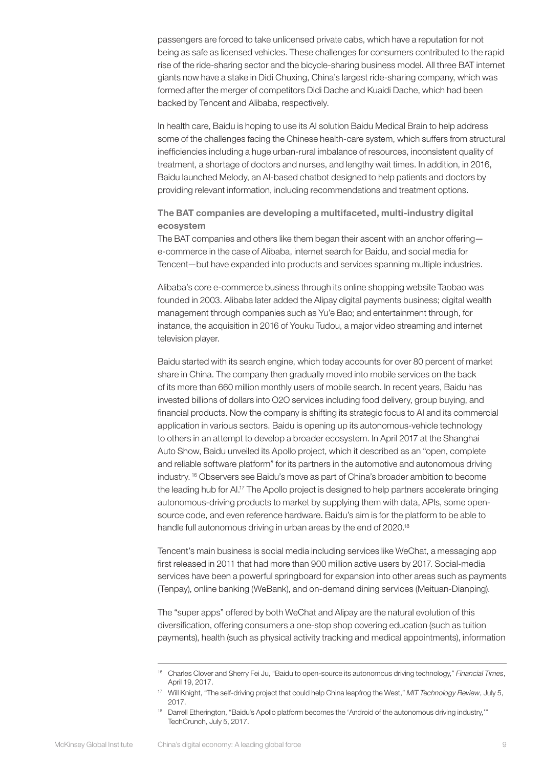passengers are forced to take unlicensed private cabs, which have a reputation for not being as safe as licensed vehicles. These challenges for consumers contributed to the rapid rise of the ride-sharing sector and the bicycle-sharing business model. All three BAT internet giants now have a stake in Didi Chuxing, China's largest ride-sharing company, which was formed after the merger of competitors Didi Dache and Kuaidi Dache, which had been backed by Tencent and Alibaba, respectively.

In health care, Baidu is hoping to use its AI solution Baidu Medical Brain to help address some of the challenges facing the Chinese health-care system, which suffers from structural inefficiencies including a huge urban-rural imbalance of resources, inconsistent quality of treatment, a shortage of doctors and nurses, and lengthy wait times. In addition, in 2016, Baidu launched Melody, an AI-based chatbot designed to help patients and doctors by providing relevant information, including recommendations and treatment options.

### The BAT companies are developing a multifaceted, multi-industry digital ecosystem

The BAT companies and others like them began their ascent with an anchor offering—e-commerce in the case of Alibaba, internet search for Baidu, and social media for Tencent—but have expanded into products and services spanning multiple industries.

Alibaba's core e-commerce business through its online shopping website Taobao was founded in 2003. Alibaba later added the Alipay digital payments business; digital wealth management through companies such as Yu'e Bao; and entertainment through, for instance, the acquisition in 2016 of Youku Tudou, a major video streaming and internet television player.

Baidu started with its search engine, which today accounts for over 80 percent of market share in China. The company then gradually moved into mobile services on the back of its more than 660 million monthly users of mobile search. In recent years, Baidu has invested billions of dollars into O2O services including food delivery, group buying, and financial products. Now the company is shifting its strategic focus to AI and its commercial application in various sectors. Baidu is opening up its autonomous-vehicle technology to others in an attempt to develop a broader ecosystem. In April 2017 at the Shanghai Auto Show, Baidu unveiled its Apollo project, which it described as an "open, complete and reliable software platform" for its partners in the automotive and autonomous driving industry.[16] Observers see Baidu's move as part of China's broader ambition to become the leading hub for AI.[17] The Apollo project is designed to help partners accelerate bringing autonomous-driving products to market by supplying them with data, APIs, some open-source code, and even reference hardware. Baidu's aim is for the platform to be able to handle full autonomous driving in urban areas by the end of 2020.[18]

Tencent's main business is social media including services like WeChat, a messaging app first released in 2011 that had more than 900 million active users by 2017. Social-media services have been a powerful springboard for expansion into other areas such as payments (Tenpay), online banking (WeBank), and on-demand dining services (Meituan-Dianping).

The "super apps" offered by both WeChat and Alipay are the natural evolution of this diversification, offering consumers a one-stop shop covering education (such as tuition payments), health (such as physical activity tracking and medical appointments), information

---

[16] Charles Clover and Sherry Fei Ju, "Baidu to open-source its autonomous driving technology," *Financial Times*, April 19, 2017.

[17] Will Knight, "The self-driving project that could help China leapfrog the West," *MIT Technology Review*, July 5, 2017.

[18] Darrell Etherington, "Baidu's Apollo platform becomes the 'Android of the autonomous driving industry,'" TechCrunch, July 5, 2017.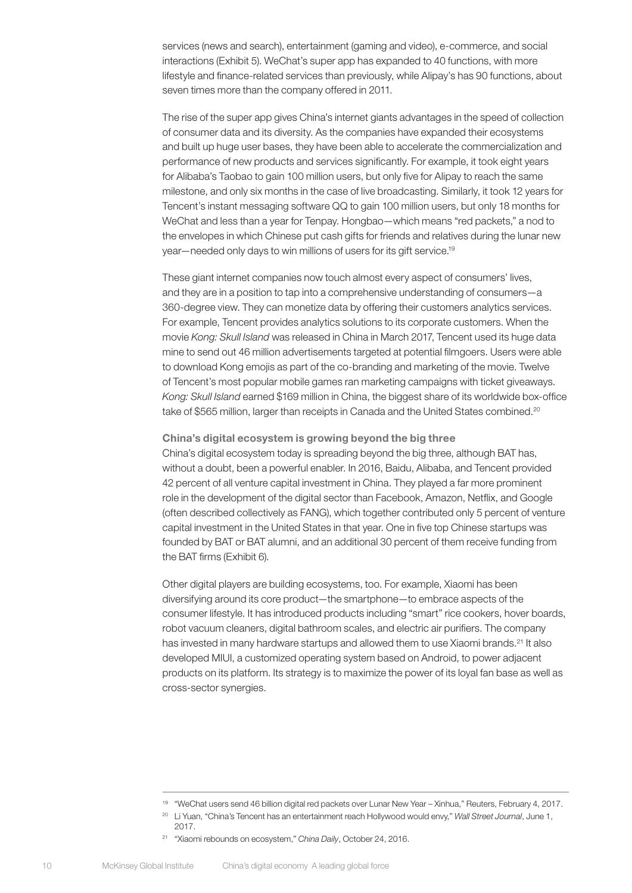services (news and search), entertainment (gaming and video), e-commerce, and social interactions (Exhibit 5). WeChat's super app has expanded to 40 functions, with more lifestyle and finance-related services than previously, while Alipay's has 90 functions, about seven times more than the company offered in 2011.

The rise of the super app gives China's internet giants advantages in the speed of collection of consumer data and its diversity. As the companies have expanded their ecosystems and built up huge user bases, they have been able to accelerate the commercialization and performance of new products and services significantly. For example, it took eight years for Alibaba's Taobao to gain 100 million users, but only five for Alipay to reach the same milestone, and only six months in the case of live broadcasting. Similarly, it took 12 years for Tencent's instant messaging software QQ to gain 100 million users, but only 18 months for WeChat and less than a year for Tenpay. Hongbao—which means "red packets," a nod to the envelopes in which Chinese put cash gifts for friends and relatives during the lunar new year—needed only days to win millions of users for its gift service.[19]

These giant internet companies now touch almost every aspect of consumers' lives, and they are in a position to tap into a comprehensive understanding of consumers—a 360-degree view. They can monetize data by offering their customers analytics services. For example, Tencent provides analytics solutions to its corporate customers. When the movie *Kong: Skull Island* was released in China in March 2017, Tencent used its huge data mine to send out 46 million advertisements targeted at potential filmgoers. Users were able to download Kong emojis as part of the co-branding and marketing of the movie. Twelve of Tencent's most popular mobile games ran marketing campaigns with ticket giveaways. *Kong: Skull Island* earned $169 million in China, the biggest share of its worldwide box-office take of $565 million, larger than receipts in Canada and the United States combined.[20]

### China's digital ecosystem is growing beyond the big three

China's digital ecosystem today is spreading beyond the big three, although BAT has, without a doubt, been a powerful enabler. In 2016, Baidu, Alibaba, and Tencent provided 42 percent of all venture capital investment in China. They played a far more prominent role in the development of the digital sector than Facebook, Amazon, Netflix, and Google (often described collectively as FANG), which together contributed only 5 percent of venture capital investment in the United States in that year. One in five top Chinese startups was founded by BAT or BAT alumni, and an additional 30 percent of them receive funding from the BAT firms (Exhibit 6).

Other digital players are building ecosystems, too. For example, Xiaomi has been diversifying around its core product—the smartphone—to embrace aspects of the consumer lifestyle. It has introduced products including "smart" rice cookers, hover boards, robot vacuum cleaners, digital bathroom scales, and electric air purifiers. The company has invested in many hardware startups and allowed them to use Xiaomi brands.[21] It also developed MIUI, a customized operating system based on Android, to power adjacent products on its platform. Its strategy is to maximize the power of its loyal fan base as well as cross-sector synergies.

---

[19] "WeChat users send 46 billion digital red packets over Lunar New Year – Xinhua," Reuters, February 4, 2017.

[20] Li Yuan, "China's Tencent has an entertainment reach Hollywood would envy," *Wall Street Journal*, June 1, 2017.

[21] "Xiaomi rebounds on ecosystem," *China Daily*, October 24, 2016.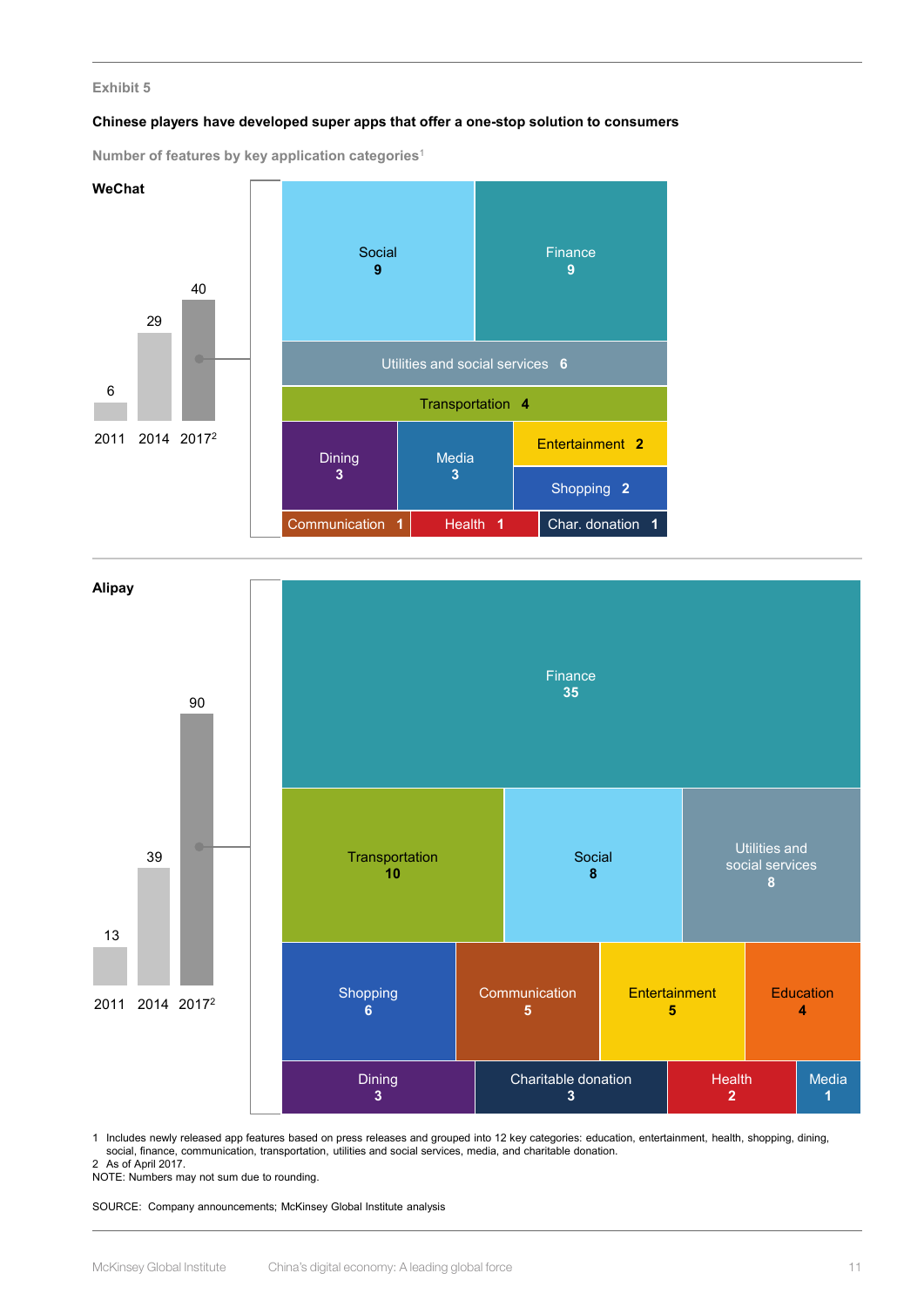Exhibit 5

**Chinese players have developed super apps that offer a one-stop solution to consumers**

Number of features by key application categories[1]

**WeChat**

| Year | Number of features |
|---|---|
| 2011 | 6 |
| 2014 | 29 |
| 2017[2] | 40 |

| Category | Features (2017) |
|---|---|
| Social | 9 |
| Finance | 9 |
| Utilities and social services | 6 |
| Transportation | 4 |
| Dining | 3 |
| Media | 3 |
| Entertainment | 2 |
| Shopping | 2 |
| Communication | 1 |
| Health | 1 |
| Char. donation | 1 |

**Alipay**

| Year | Number of features |
|---|---|
| 2011 | 13 |
| 2014 | 39 |
| 2017[2] | 90 |

| Category | Features (2017) |
|---|---|
| Finance | 35 |
| Transportation | 10 |
| Social | 8 |
| Utilities and social services | 8 |
| Shopping | 6 |
| Communication | 5 |
| Entertainment | 5 |
| Education | 4 |
| Dining | 3 |
| Charitable donation | 3 |
| Health | 2 |
| Media | 1 |

1 Includes newly released app features based on press releases and grouped into 12 key categories: education, entertainment, health, shopping, dining, social, finance, communication, transportation, utilities and social services, media, and charitable donation.
2 As of April 2017.
NOTE: Numbers may not sum due to rounding.

SOURCE: Company announcements; McKinsey Global Institute analysis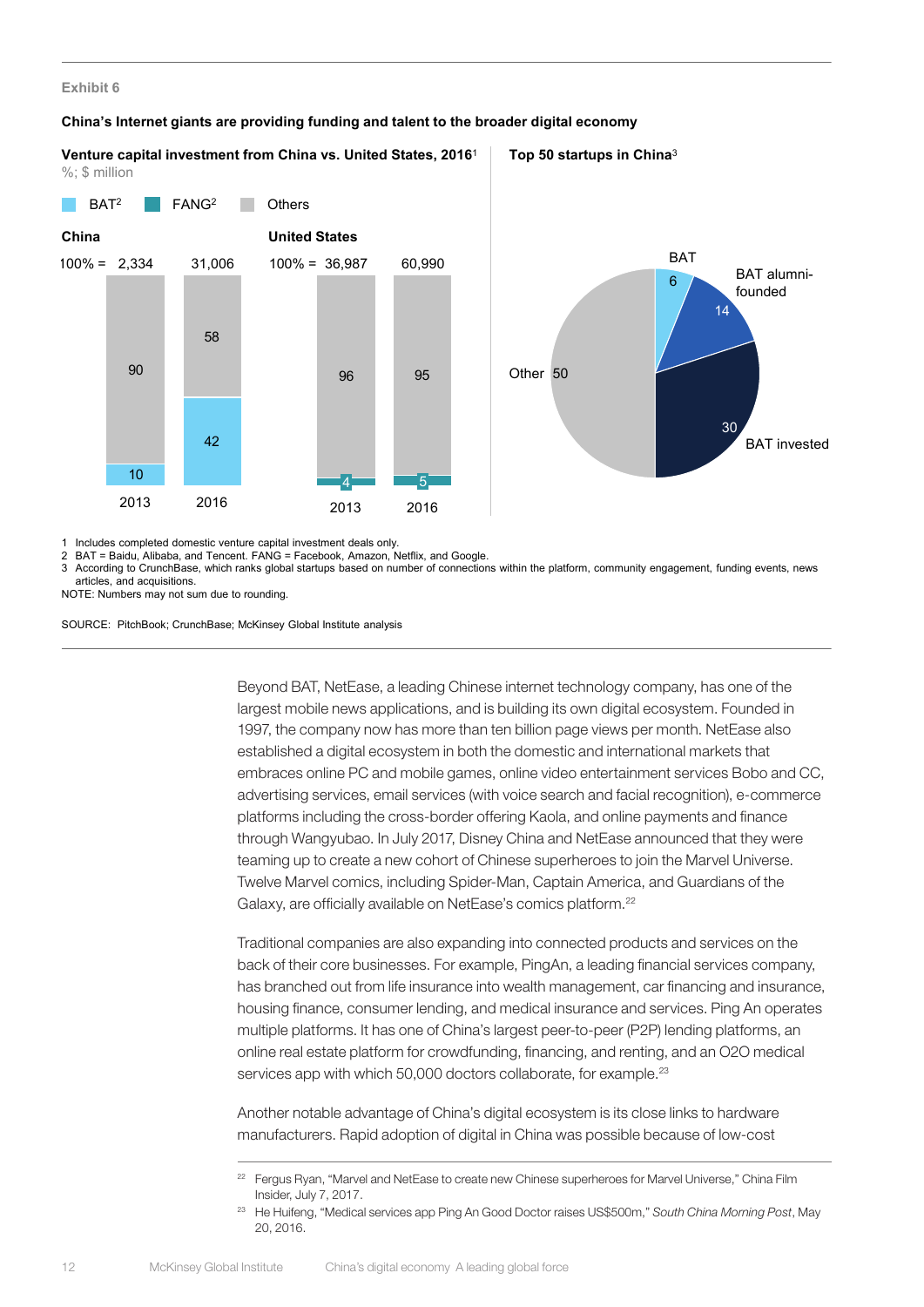Exhibit 6

**China's Internet giants are providing funding and talent to the broader digital economy**

**Venture capital investment from China vs. United States, 2016**[1]

%; $ million

BAT[2] | FANG[2] | Others

| | China 2013 | China 2016 | United States 2013 | United States 2016 |
|---|---|---|---|---|
| 100% = | 2,334 | 31,006 | 36,987 | 60,990 |
| Others | 90 | 58 | 96 | 95 |
| BAT | 10 | 42 | | |
| FANG | | | 4 | 5 |

**Top 50 startups in China**[3]

| Category | Number |
|---|---|
| BAT | 6 |
| BAT alumni-founded | 14 |
| BAT invested | 30 |
| Other | 50 |

1 Includes completed domestic venture capital investment deals only.
2 BAT = Baidu, Alibaba, and Tencent. FANG = Facebook, Amazon, Netflix, and Google.
3 According to CrunchBase, which ranks global startups based on number of connections within the platform, community engagement, funding events, news articles, and acquisitions.
NOTE: Numbers may not sum due to rounding.

SOURCE: PitchBook; CrunchBase; McKinsey Global Institute analysis

Beyond BAT, NetEase, a leading Chinese internet technology company, has one of the largest mobile news applications, and is building its own digital ecosystem. Founded in 1997, the company now has more than ten billion page views per month. NetEase also established a digital ecosystem in both the domestic and international markets that embraces online PC and mobile games, online video entertainment services Bobo and CC, advertising services, email services (with voice search and facial recognition), e-commerce platforms including the cross-border offering Kaola, and online payments and finance through Wangyubao. In July 2017, Disney China and NetEase announced that they were teaming up to create a new cohort of Chinese superheroes to join the Marvel Universe. Twelve Marvel comics, including Spider-Man, Captain America, and Guardians of the Galaxy, are officially available on NetEase's comics platform.[22]

Traditional companies are also expanding into connected products and services on the back of their core businesses. For example, PingAn, a leading financial services company, has branched out from life insurance into wealth management, car financing and insurance, housing finance, consumer lending, and medical insurance and services. Ping An operates multiple platforms. It has one of China's largest peer-to-peer (P2P) lending platforms, an online real estate platform for crowdfunding, financing, and renting, and an O2O medical services app with which 50,000 doctors collaborate, for example.[23]

Another notable advantage of China's digital ecosystem is its close links to hardware manufacturers. Rapid adoption of digital in China was possible because of low-cost

[22] Fergus Ryan, "Marvel and NetEase to create new Chinese superheroes for Marvel Universe," China Film Insider, July 7, 2017.

[23] He Huifeng, "Medical services app Ping An Good Doctor raises US$500m," *South China Morning Post*, May 20, 2016.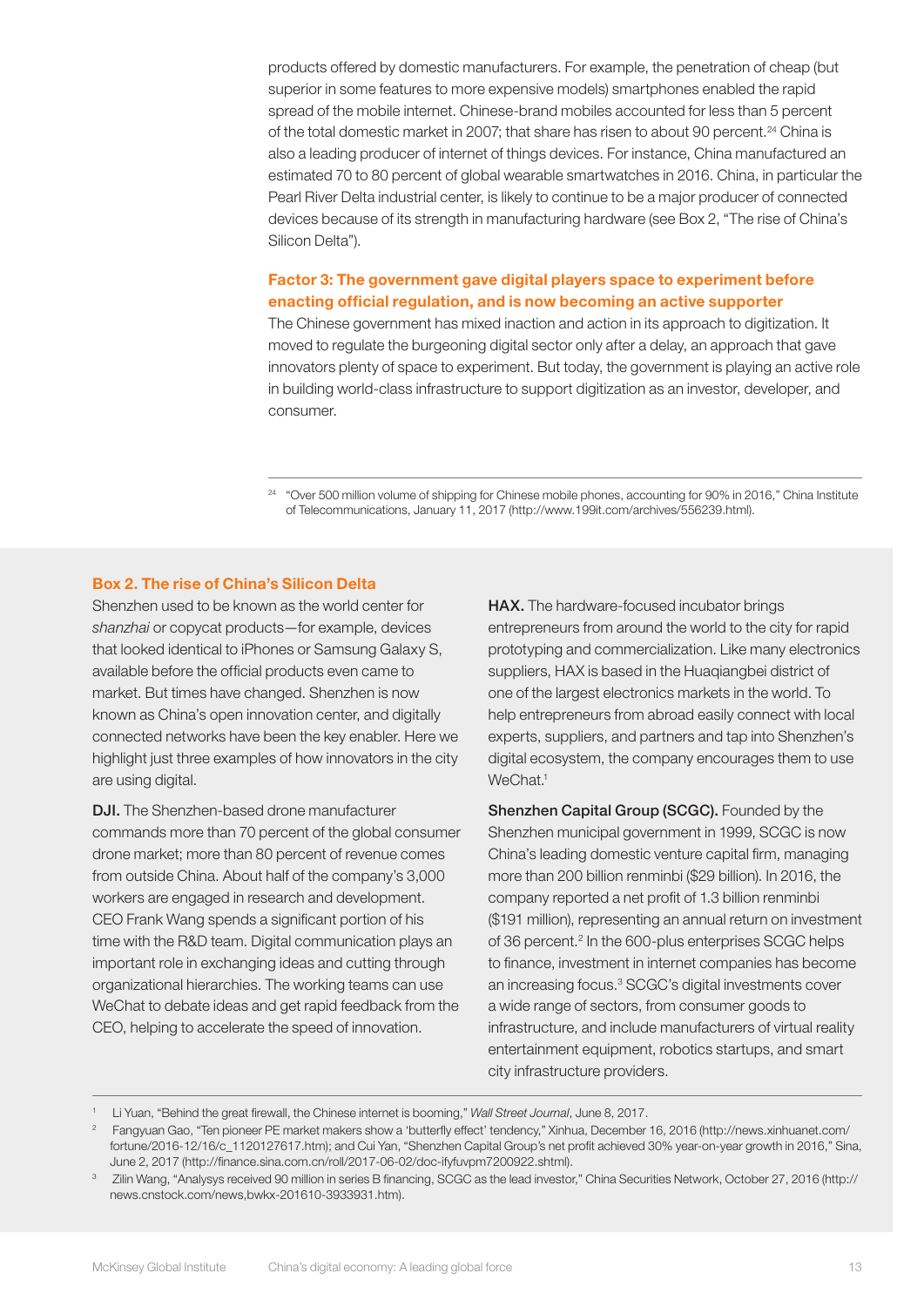products offered by domestic manufacturers. For example, the penetration of cheap (but superior in some features to more expensive models) smartphones enabled the rapid spread of the mobile internet. Chinese-brand mobiles accounted for less than 5 percent of the total domestic market in 2007; that share has risen to about 90 percent.[24] China is also a leading producer of internet of things devices. For instance, China manufactured an estimated 70 to 80 percent of global wearable smartwatches in 2016. China, in particular the Pearl River Delta industrial center, is likely to continue to be a major producer of connected devices because of its strength in manufacturing hardware (see Box 2, "The rise of China's Silicon Delta").

### Factor 3: The government gave digital players space to experiment before enacting official regulation, and is now becoming an active supporter

The Chinese government has mixed inaction and action in its approach to digitization. It moved to regulate the burgeoning digital sector only after a delay, an approach that gave innovators plenty of space to experiment. But today, the government is playing an active role in building world-class infrastructure to support digitization as an investor, developer, and consumer.

[24] "Over 500 million volume of shipping for Chinese mobile phones, accounting for 90% in 2016," China Institute of Telecommunications, January 11, 2017 (http://www.199it.com/archives/556239.html).

### Box 2. The rise of China's Silicon Delta

Shenzhen used to be known as the world center for *shanzhai* or copycat products—for example, devices that looked identical to iPhones or Samsung Galaxy S, available before the official products even came to market. But times have changed. Shenzhen is now known as China's open innovation center, and digitally connected networks have been the key enabler. Here we highlight just three examples of how innovators in the city are using digital.

**DJI.** The Shenzhen-based drone manufacturer commands more than 70 percent of the global consumer drone market; more than 80 percent of revenue comes from outside China. About half of the company's 3,000 workers are engaged in research and development. CEO Frank Wang spends a significant portion of his time with the R&D team. Digital communication plays an important role in exchanging ideas and cutting through organizational hierarchies. The working teams can use WeChat to debate ideas and get rapid feedback from the CEO, helping to accelerate the speed of innovation.

**HAX.** The hardware-focused incubator brings entrepreneurs from around the world to the city for rapid prototyping and commercialization. Like many electronics suppliers, HAX is based in the Huaqiangbei district of one of the largest electronics markets in the world. To help entrepreneurs from abroad easily connect with local experts, suppliers, and partners and tap into Shenzhen's digital ecosystem, the company encourages them to use WeChat.[1]

**Shenzhen Capital Group (SCGC).** Founded by the Shenzhen municipal government in 1999, SCGC is now China's leading domestic venture capital firm, managing more than 200 billion renminbi ($29 billion). In 2016, the company reported a net profit of 1.3 billion renminbi ($191 million), representing an annual return on investment of 36 percent.[2] In the 600-plus enterprises SCGC helps to finance, investment in internet companies has become an increasing focus.[3] SCGC's digital investments cover a wide range of sectors, from consumer goods to infrastructure, and include manufacturers of virtual reality entertainment equipment, robotics startups, and smart city infrastructure providers.

[1] Li Yuan, "Behind the great firewall, the Chinese internet is booming," *Wall Street Journal*, June 8, 2017.

[2] Fangyuan Gao, "Ten pioneer PE market makers show a 'butterfly effect' tendency," Xinhua, December 16, 2016 (http://news.xinhuanet.com/fortune/2016-12/16/c_1120127617.htm); and Cui Yan, "Shenzhen Capital Group's net profit achieved 30% year-on-year growth in 2016," Sina, June 2, 2017 (http://finance.sina.com.cn/roll/2017-06-02/doc-ifyfuvpm7200922.shtml).

[3] Zilin Wang, "Analysys received 90 million in series B financing, SCGC as the lead investor," China Securities Network, October 27, 2016 (http://news.cnstock.com/news,bwkx-201610-3933931.htm).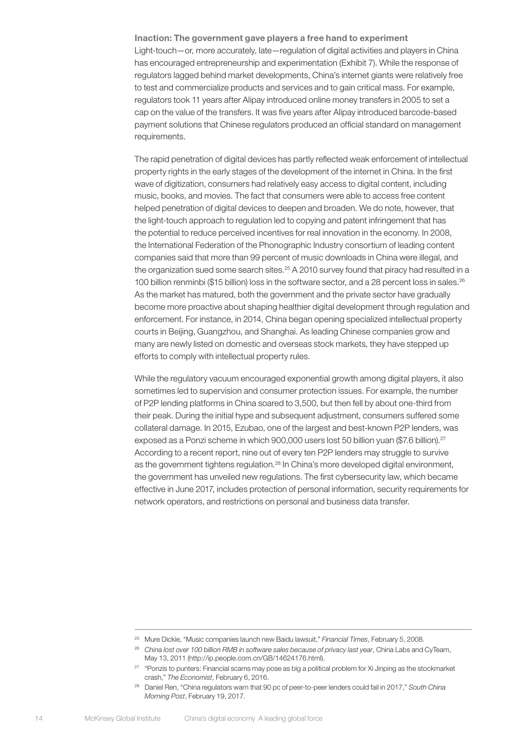**Inaction: The government gave players a free hand to experiment**

Light-touch—or, more accurately, late—regulation of digital activities and players in China has encouraged entrepreneurship and experimentation (Exhibit 7). While the response of regulators lagged behind market developments, China's internet giants were relatively free to test and commercialize products and services and to gain critical mass. For example, regulators took 11 years after Alipay introduced online money transfers in 2005 to set a cap on the value of the transfers. It was five years after Alipay introduced barcode-based payment solutions that Chinese regulators produced an official standard on management requirements.

The rapid penetration of digital devices has partly reflected weak enforcement of intellectual property rights in the early stages of the development of the internet in China. In the first wave of digitization, consumers had relatively easy access to digital content, including music, books, and movies. The fact that consumers were able to access free content helped penetration of digital devices to deepen and broaden. We do note, however, that the light-touch approach to regulation led to copying and patent infringement that has the potential to reduce perceived incentives for real innovation in the economy. In 2008, the International Federation of the Phonographic Industry consortium of leading content companies said that more than 99 percent of music downloads in China were illegal, and the organization sued some search sites.[25] A 2010 survey found that piracy had resulted in a 100 billion renminbi ($15 billion) loss in the software sector, and a 28 percent loss in sales.[26] As the market has matured, both the government and the private sector have gradually become more proactive about shaping healthier digital development through regulation and enforcement. For instance, in 2014, China began opening specialized intellectual property courts in Beijing, Guangzhou, and Shanghai. As leading Chinese companies grow and many are newly listed on domestic and overseas stock markets, they have stepped up efforts to comply with intellectual property rules.

While the regulatory vacuum encouraged exponential growth among digital players, it also sometimes led to supervision and consumer protection issues. For example, the number of P2P lending platforms in China soared to 3,500, but then fell by about one-third from their peak. During the initial hype and subsequent adjustment, consumers suffered some collateral damage. In 2015, Ezubao, one of the largest and best-known P2P lenders, was exposed as a Ponzi scheme in which 900,000 users lost 50 billion yuan ($7.6 billion).[27] According to a recent report, nine out of every ten P2P lenders may struggle to survive as the government tightens regulation.[28] In China's more developed digital environment, the government has unveiled new regulations. The first cybersecurity law, which became effective in June 2017, includes protection of personal information, security requirements for network operators, and restrictions on personal and business data transfer.

---

[25] Mure Dickie, "Music companies launch new Baidu lawsuit," *Financial Times*, February 5, 2008.

[26] *China lost over 100 billion RMB in software sales because of privacy last year*, China Labs and CyTeam, May 13, 2011 (http://ip.people.com.cn/GB/14624176.html).

[27] "Ponzis to punters: Financial scams may pose as big a political problem for Xi Jinping as the stockmarket crash," *The Economist*, February 6, 2016.

[28] Daniel Ren, "China regulators warn that 90 pc of peer-to-peer lenders could fail in 2017," *South China Morning Post*, February 19, 2017.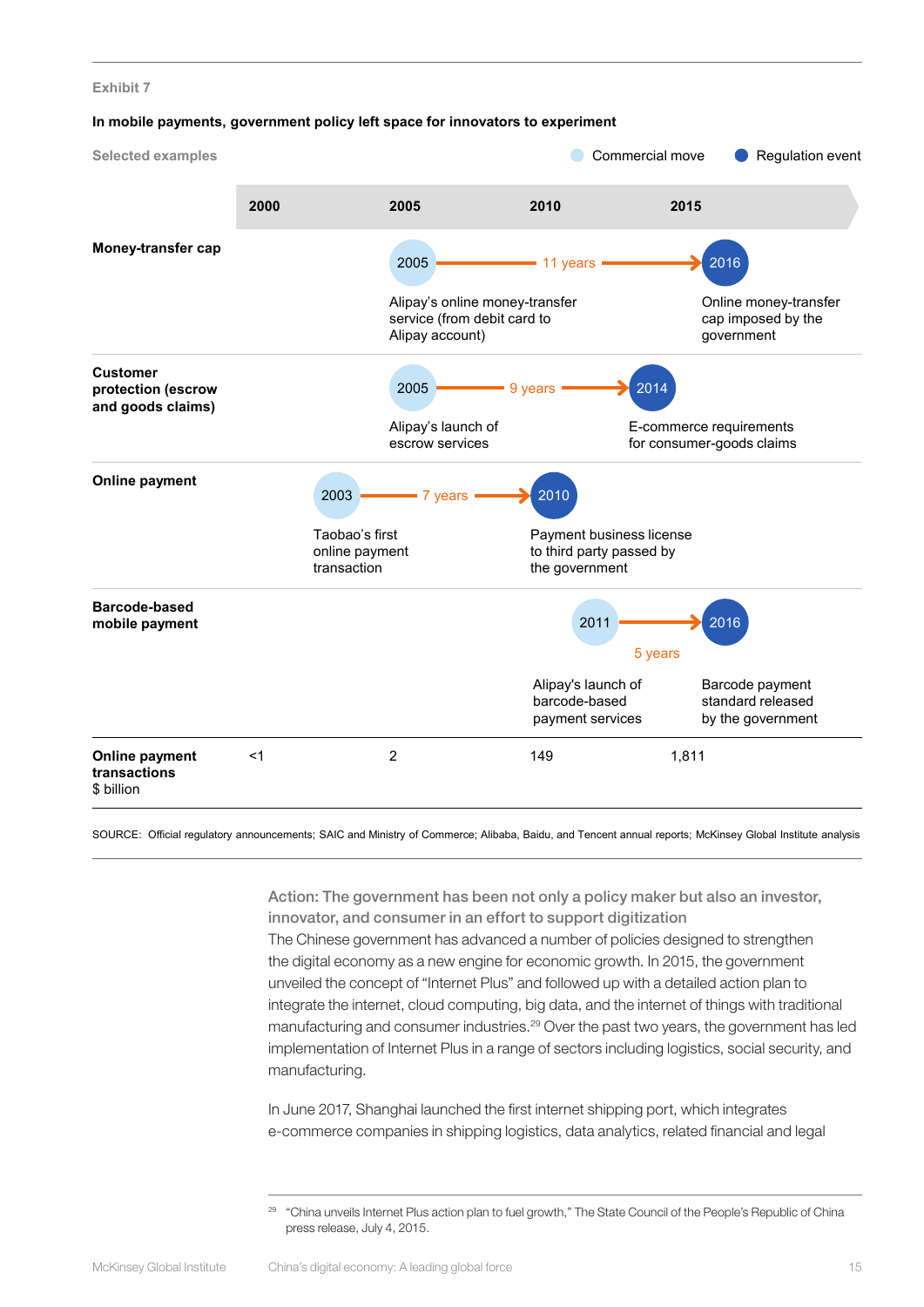Exhibit 7

**In mobile payments, government policy left space for innovators to experiment**

Selected examples

Legend: Commercial move | Regulation event

| | 2000 | 2005 | 2010 | 2015 |
|---|---|---|---|---|
| **Money-transfer cap** | | 2005: Alipay's online money-transfer service (from debit card to Alipay account) — 11 years → | | 2016: Online money-transfer cap imposed by the government |
| **Customer protection (escrow and goods claims)** | | 2005: Alipay's launch of escrow services — 9 years → | | 2014: E-commerce requirements for consumer-goods claims |
| **Online payment** | 2003: Taobao's first online payment transaction — 7 years → | | 2010: Payment business license to third party passed by the government | |
| **Barcode-based mobile payment** | | | 2011: Alipay's launch of barcode-based payment services — 5 years → | 2016: Barcode payment standard released by the government |
| **Online payment transactions** $ billion | <1 | 2 | 149 | 1,811 |

SOURCE: Official regulatory announcements; SAIC and Ministry of Commerce; Alibaba, Baidu, and Tencent annual reports; McKinsey Global Institute analysis

### Action: The government has been not only a policy maker but also an investor, innovator, and consumer in an effort to support digitization

The Chinese government has advanced a number of policies designed to strengthen the digital economy as a new engine for economic growth. In 2015, the government unveiled the concept of "Internet Plus" and followed up with a detailed action plan to integrate the internet, cloud computing, big data, and the internet of things with traditional manufacturing and consumer industries.[29] Over the past two years, the government has led implementation of Internet Plus in a range of sectors including logistics, social security, and manufacturing.

In June 2017, Shanghai launched the first internet shipping port, which integrates e-commerce companies in shipping logistics, data analytics, related financial and legal

[29] "China unveils Internet Plus action plan to fuel growth," The State Council of the People's Republic of China press release, July 4, 2015.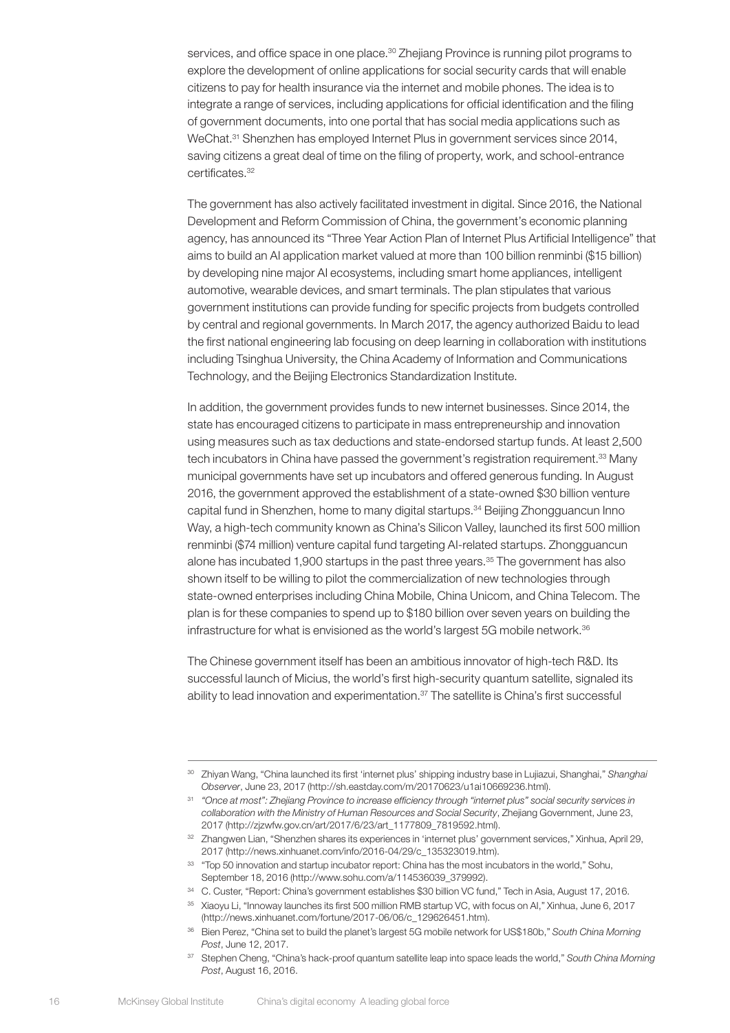services, and office space in one place.[30] Zhejiang Province is running pilot programs to explore the development of online applications for social security cards that will enable citizens to pay for health insurance via the internet and mobile phones. The idea is to integrate a range of services, including applications for official identification and the filing of government documents, into one portal that has social media applications such as WeChat.[31] Shenzhen has employed Internet Plus in government services since 2014, saving citizens a great deal of time on the filing of property, work, and school-entrance certificates.[32]

The government has also actively facilitated investment in digital. Since 2016, the National Development and Reform Commission of China, the government's economic planning agency, has announced its "Three Year Action Plan of Internet Plus Artificial Intelligence" that aims to build an AI application market valued at more than 100 billion renminbi ($15 billion) by developing nine major AI ecosystems, including smart home appliances, intelligent automotive, wearable devices, and smart terminals. The plan stipulates that various government institutions can provide funding for specific projects from budgets controlled by central and regional governments. In March 2017, the agency authorized Baidu to lead the first national engineering lab focusing on deep learning in collaboration with institutions including Tsinghua University, the China Academy of Information and Communications Technology, and the Beijing Electronics Standardization Institute.

In addition, the government provides funds to new internet businesses. Since 2014, the state has encouraged citizens to participate in mass entrepreneurship and innovation using measures such as tax deductions and state-endorsed startup funds. At least 2,500 tech incubators in China have passed the government's registration requirement.[33] Many municipal governments have set up incubators and offered generous funding. In August 2016, the government approved the establishment of a state-owned $30 billion venture capital fund in Shenzhen, home to many digital startups.[34] Beijing Zhongguancun Inno Way, a high-tech community known as China's Silicon Valley, launched its first 500 million renminbi ($74 million) venture capital fund targeting AI-related startups. Zhongguancun alone has incubated 1,900 startups in the past three years.[35] The government has also shown itself to be willing to pilot the commercialization of new technologies through state-owned enterprises including China Mobile, China Unicom, and China Telecom. The plan is for these companies to spend up to $180 billion over seven years on building the infrastructure for what is envisioned as the world's largest 5G mobile network.[36]

The Chinese government itself has been an ambitious innovator of high-tech R&D. Its successful launch of Micius, the world's first high-security quantum satellite, signaled its ability to lead innovation and experimentation.[37] The satellite is China's first successful

---

[30] Zhiyan Wang, "China launched its first 'internet plus' shipping industry base in Lujiazui, Shanghai," *Shanghai Observer*, June 23, 2017 (http://sh.eastday.com/m/20170623/u1ai10669236.html).

[31] *"Once at most": Zhejiang Province to increase efficiency through "internet plus" social security services in collaboration with the Ministry of Human Resources and Social Security*, Zhejiang Government, June 23, 2017 (http://zjzwfw.gov.cn/art/2017/6/23/art_1177809_7819592.html).

[32] Zhangwen Lian, "Shenzhen shares its experiences in 'internet plus' government services," Xinhua, April 29, 2017 (http://news.xinhuanet.com/info/2016-04/29/c_135323019.htm).

[33] "Top 50 innovation and startup incubator report: China has the most incubators in the world," Sohu, September 18, 2016 (http://www.sohu.com/a/114536039_379992).

[34] C. Custer, "Report: China's government establishes $30 billion VC fund," Tech in Asia, August 17, 2016.

[35] Xiaoyu Li, "Innoway launches its first 500 million RMB startup VC, with focus on AI," Xinhua, June 6, 2017 (http://news.xinhuanet.com/fortune/2017-06/06/c_129626451.htm).

[36] Bien Perez, "China set to build the planet's largest 5G mobile network for US$180b," *South China Morning Post*, June 12, 2017.

[37] Stephen Cheng, "China's hack-proof quantum satellite leap into space leads the world," *South China Morning Post*, August 16, 2016.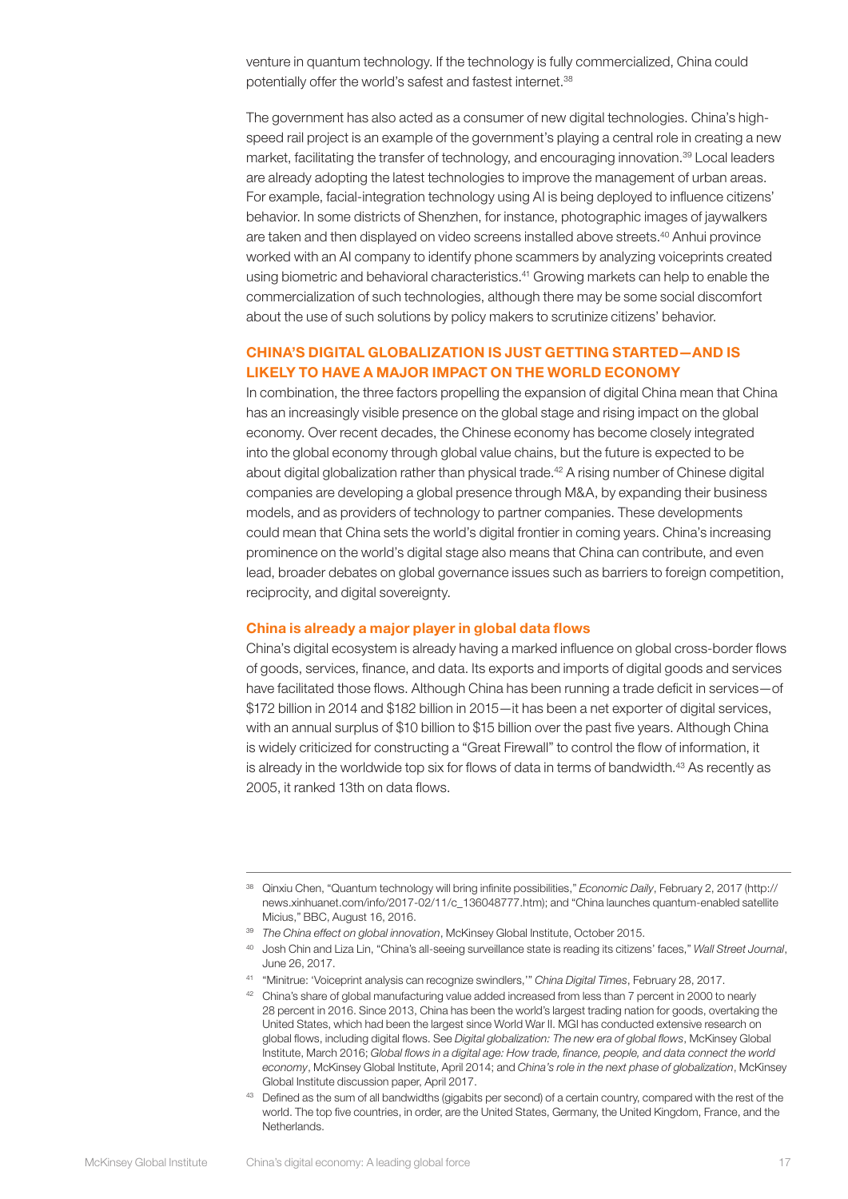venture in quantum technology. If the technology is fully commercialized, China could potentially offer the world's safest and fastest internet.[38]

The government has also acted as a consumer of new digital technologies. China's high-speed rail project is an example of the government's playing a central role in creating a new market, facilitating the transfer of technology, and encouraging innovation.[39] Local leaders are already adopting the latest technologies to improve the management of urban areas. For example, facial-integration technology using AI is being deployed to influence citizens' behavior. In some districts of Shenzhen, for instance, photographic images of jaywalkers are taken and then displayed on video screens installed above streets.[40] Anhui province worked with an AI company to identify phone scammers by analyzing voiceprints created using biometric and behavioral characteristics.[41] Growing markets can help to enable the commercialization of such technologies, although there may be some social discomfort about the use of such solutions by policy makers to scrutinize citizens' behavior.

## CHINA'S DIGITAL GLOBALIZATION IS JUST GETTING STARTED—AND IS LIKELY TO HAVE A MAJOR IMPACT ON THE WORLD ECONOMY

In combination, the three factors propelling the expansion of digital China mean that China has an increasingly visible presence on the global stage and rising impact on the global economy. Over recent decades, the Chinese economy has become closely integrated into the global economy through global value chains, but the future is expected to be about digital globalization rather than physical trade.[42] A rising number of Chinese digital companies are developing a global presence through M&A, by expanding their business models, and as providers of technology to partner companies. These developments could mean that China sets the world's digital frontier in coming years. China's increasing prominence on the world's digital stage also means that China can contribute, and even lead, broader debates on global governance issues such as barriers to foreign competition, reciprocity, and digital sovereignty.

### China is already a major player in global data flows

China's digital ecosystem is already having a marked influence on global cross-border flows of goods, services, finance, and data. Its exports and imports of digital goods and services have facilitated those flows. Although China has been running a trade deficit in services—of $172 billion in 2014 and $182 billion in 2015—it has been a net exporter of digital services, with an annual surplus of $10 billion to $15 billion over the past five years. Although China is widely criticized for constructing a "Great Firewall" to control the flow of information, it is already in the worldwide top six for flows of data in terms of bandwidth.[43] As recently as 2005, it ranked 13th on data flows.

---

[38] Qinxiu Chen, "Quantum technology will bring infinite possibilities," *Economic Daily*, February 2, 2017 (http://news.xinhuanet.com/info/2017-02/11/c_136048777.htm); and "China launches quantum-enabled satellite Micius," BBC, August 16, 2016.

[39] *The China effect on global innovation*, McKinsey Global Institute, October 2015.

[40] Josh Chin and Liza Lin, "China's all-seeing surveillance state is reading its citizens' faces," *Wall Street Journal*, June 26, 2017.

[41] "Minitrue: 'Voiceprint analysis can recognize swindlers,'" *China Digital Times*, February 28, 2017.

[42] China's share of global manufacturing value added increased from less than 7 percent in 2000 to nearly 28 percent in 2016. Since 2013, China has been the world's largest trading nation for goods, overtaking the United States, which had been the largest since World War II. MGI has conducted extensive research on global flows, including digital flows. See *Digital globalization: The new era of global flows*, McKinsey Global Institute, March 2016; *Global flows in a digital age: How trade, finance, people, and data connect the world economy*, McKinsey Global Institute, April 2014; and *China's role in the next phase of globalization*, McKinsey Global Institute discussion paper, April 2017.

[43] Defined as the sum of all bandwidths (gigabits per second) of a certain country, compared with the rest of the world. The top five countries, in order, are the United States, Germany, the United Kingdom, France, and the Netherlands.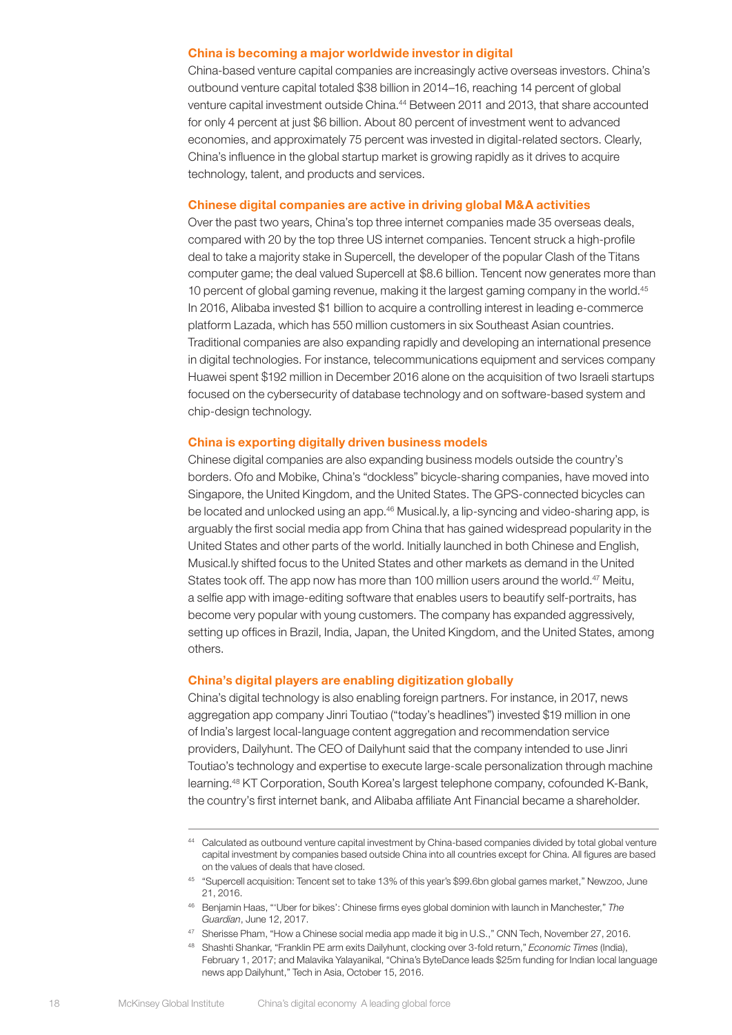### China is becoming a major worldwide investor in digital

China-based venture capital companies are increasingly active overseas investors. China's outbound venture capital totaled $38 billion in 2014–16, reaching 14 percent of global venture capital investment outside China.[44] Between 2011 and 2013, that share accounted for only 4 percent at just $6 billion. About 80 percent of investment went to advanced economies, and approximately 75 percent was invested in digital-related sectors. Clearly, China's influence in the global startup market is growing rapidly as it drives to acquire technology, talent, and products and services.

### Chinese digital companies are active in driving global M&A activities

Over the past two years, China's top three internet companies made 35 overseas deals, compared with 20 by the top three US internet companies. Tencent struck a high-profile deal to take a majority stake in Supercell, the developer of the popular Clash of the Titans computer game; the deal valued Supercell at $8.6 billion. Tencent now generates more than 10 percent of global gaming revenue, making it the largest gaming company in the world.[45] In 2016, Alibaba invested $1 billion to acquire a controlling interest in leading e-commerce platform Lazada, which has 550 million customers in six Southeast Asian countries. Traditional companies are also expanding rapidly and developing an international presence in digital technologies. For instance, telecommunications equipment and services company Huawei spent $192 million in December 2016 alone on the acquisition of two Israeli startups focused on the cybersecurity of database technology and on software-based system and chip-design technology.

### China is exporting digitally driven business models

Chinese digital companies are also expanding business models outside the country's borders. Ofo and Mobike, China's "dockless" bicycle-sharing companies, have moved into Singapore, the United Kingdom, and the United States. The GPS-connected bicycles can be located and unlocked using an app.[46] Musical.ly, a lip-syncing and video-sharing app, is arguably the first social media app from China that has gained widespread popularity in the United States and other parts of the world. Initially launched in both Chinese and English, Musical.ly shifted focus to the United States and other markets as demand in the United States took off. The app now has more than 100 million users around the world.[47] Meitu, a selfie app with image-editing software that enables users to beautify self-portraits, has become very popular with young customers. The company has expanded aggressively, setting up offices in Brazil, India, Japan, the United Kingdom, and the United States, among others.

### China's digital players are enabling digitization globally

China's digital technology is also enabling foreign partners. For instance, in 2017, news aggregation app company Jinri Toutiao ("today's headlines") invested $19 million in one of India's largest local-language content aggregation and recommendation service providers, Dailyhunt. The CEO of Dailyhunt said that the company intended to use Jinri Toutiao's technology and expertise to execute large-scale personalization through machine learning.[48] KT Corporation, South Korea's largest telephone company, cofounded K-Bank, the country's first internet bank, and Alibaba affiliate Ant Financial became a shareholder.

---

[44] Calculated as outbound venture capital investment by China-based companies divided by total global venture capital investment by companies based outside China into all countries except for China. All figures are based on the values of deals that have closed.

[45] "Supercell acquisition: Tencent set to take 13% of this year's $99.6bn global games market," Newzoo, June 21, 2016.

[46] Benjamin Haas, "'Uber for bikes': Chinese firms eyes global dominion with launch in Manchester," *The Guardian*, June 12, 2017.

[47] Sherisse Pham, "How a Chinese social media app made it big in U.S.," CNN Tech, November 27, 2016.

[48] Shashti Shankar, "Franklin PE arm exits Dailyhunt, clocking over 3-fold return," *Economic Times* (India), February 1, 2017; and Malavika Yalayanikal, "China's ByteDance leads $25m funding for Indian local language news app Dailyhunt," Tech in Asia, October 15, 2016.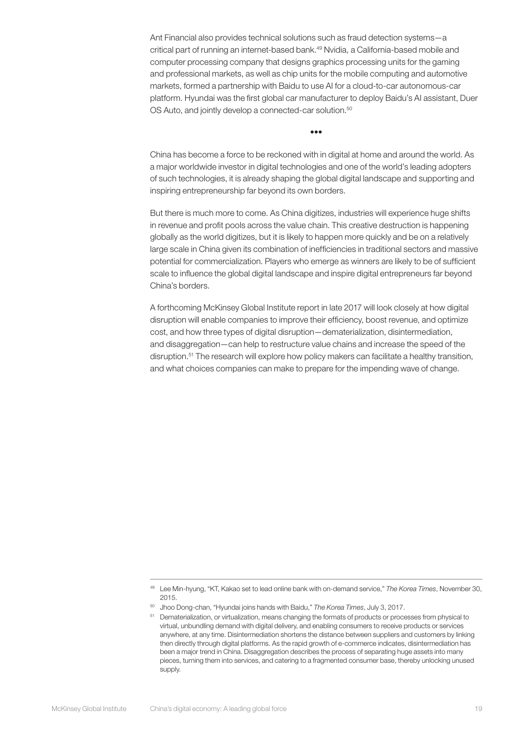Ant Financial also provides technical solutions such as fraud detection systems—a critical part of running an internet-based bank.[49] Nvidia, a California-based mobile and computer processing company that designs graphics processing units for the gaming and professional markets, as well as chip units for the mobile computing and automotive markets, formed a partnership with Baidu to use AI for a cloud-to-car autonomous-car platform. Hyundai was the first global car manufacturer to deploy Baidu's AI assistant, Duer OS Auto, and jointly develop a connected-car solution.[50]

•••

China has become a force to be reckoned with in digital at home and around the world. As a major worldwide investor in digital technologies and one of the world's leading adopters of such technologies, it is already shaping the global digital landscape and supporting and inspiring entrepreneurship far beyond its own borders.

But there is much more to come. As China digitizes, industries will experience huge shifts in revenue and profit pools across the value chain. This creative destruction is happening globally as the world digitizes, but it is likely to happen more quickly and be on a relatively large scale in China given its combination of inefficiencies in traditional sectors and massive potential for commercialization. Players who emerge as winners are likely to be of sufficient scale to influence the global digital landscape and inspire digital entrepreneurs far beyond China's borders.

A forthcoming McKinsey Global Institute report in late 2017 will look closely at how digital disruption will enable companies to improve their efficiency, boost revenue, and optimize cost, and how three types of digital disruption—dematerialization, disintermediation, and disaggregation—can help to restructure value chains and increase the speed of the disruption.[51] The research will explore how policy makers can facilitate a healthy transition, and what choices companies can make to prepare for the impending wave of change.

---

[49] Lee Min-hyung, "KT, Kakao set to lead online bank with on-demand service," *The Korea Times*, November 30, 2015.

[50] Jhoo Dong-chan, "Hyundai joins hands with Baidu," *The Korea Times*, July 3, 2017.

[51] Dematerialization, or virtualization, means changing the formats of products or processes from physical to virtual, unbundling demand with digital delivery, and enabling consumers to receive products or services anywhere, at any time. Disintermediation shortens the distance between suppliers and customers by linking then directly through digital platforms. As the rapid growth of e-commerce indicates, disintermediation has been a major trend in China. Disaggregation describes the process of separating huge assets into many pieces, turning them into services, and catering to a fragmented consumer base, thereby unlocking unused supply.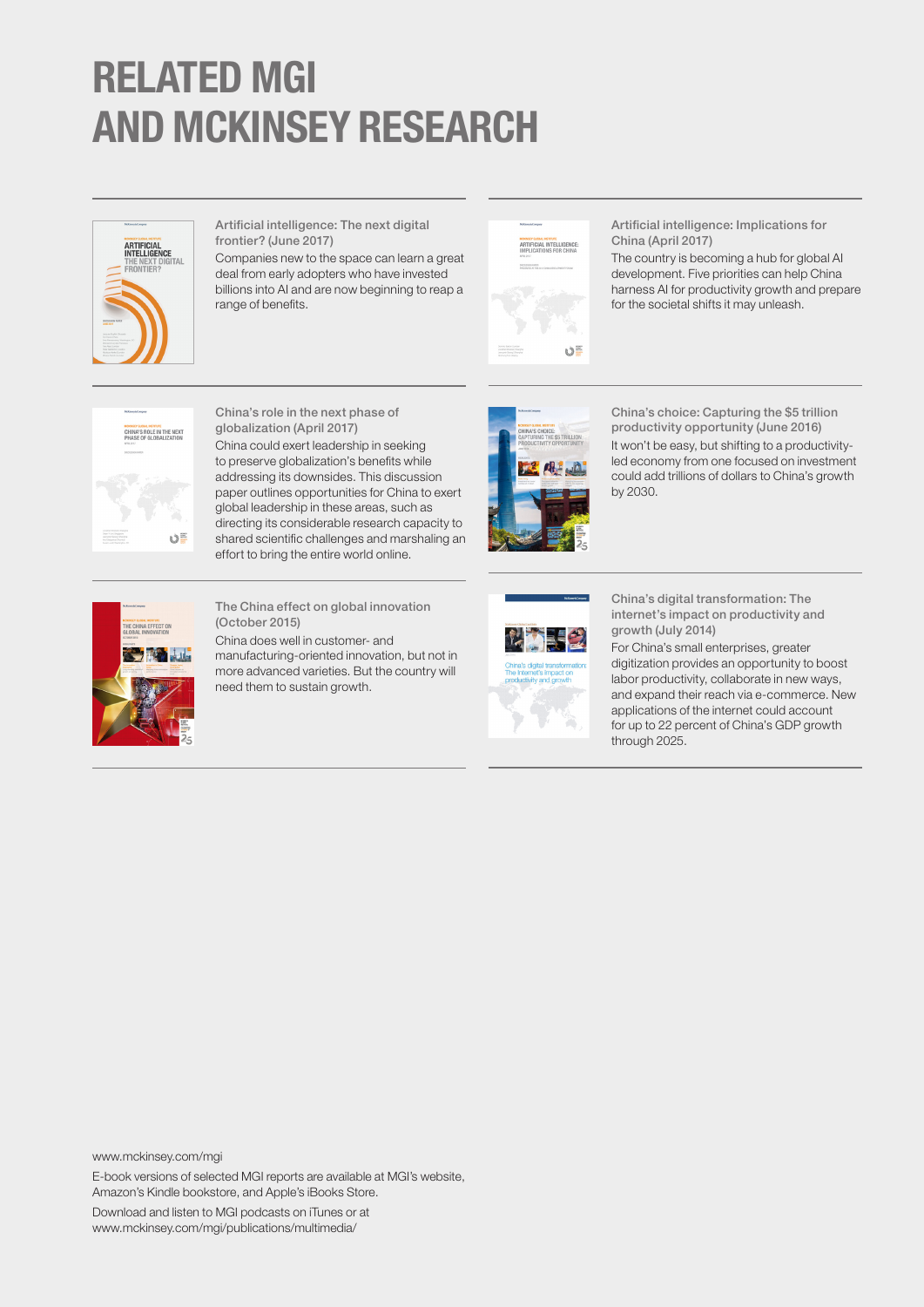# RELATED MGI AND MCKINSEY RESEARCH

**Artificial intelligence: The next digital frontier? (June 2017)**
Companies new to the space can learn a great deal from early adopters who have invested billions into AI and are now beginning to reap a range of benefits.

**Artificial intelligence: Implications for China (April 2017)**
The country is becoming a hub for global AI development. Five priorities can help China harness AI for productivity growth and prepare for the societal shifts it may unleash.

**China's role in the next phase of globalization (April 2017)**
China could exert leadership in seeking to preserve globalization's benefits while addressing its downsides. This discussion paper outlines opportunities for China to exert global leadership in these areas, such as directing its considerable research capacity to shared scientific challenges and marshaling an effort to bring the entire world online.

**China's choice: Capturing the $5 trillion productivity opportunity (June 2016)**
It won't be easy, but shifting to a productivity-led economy from one focused on investment could add trillions of dollars to China's growth by 2030.

**The China effect on global innovation (October 2015)**
China does well in customer- and manufacturing-oriented innovation, but not in more advanced varieties. But the country will need them to sustain growth.

**China's digital transformation: The internet's impact on productivity and growth (July 2014)**
For China's small enterprises, greater digitization provides an opportunity to boost labor productivity, collaborate in new ways, and expand their reach via e-commerce. New applications of the internet could account for up to 22 percent of China's GDP growth through 2025.

www.mckinsey.com/mgi

E-book versions of selected MGI reports are available at MGI's website, Amazon's Kindle bookstore, and Apple's iBooks Store.

Download and listen to MGI podcasts on iTunes or at www.mckinsey.com/mgi/publications/multimedia/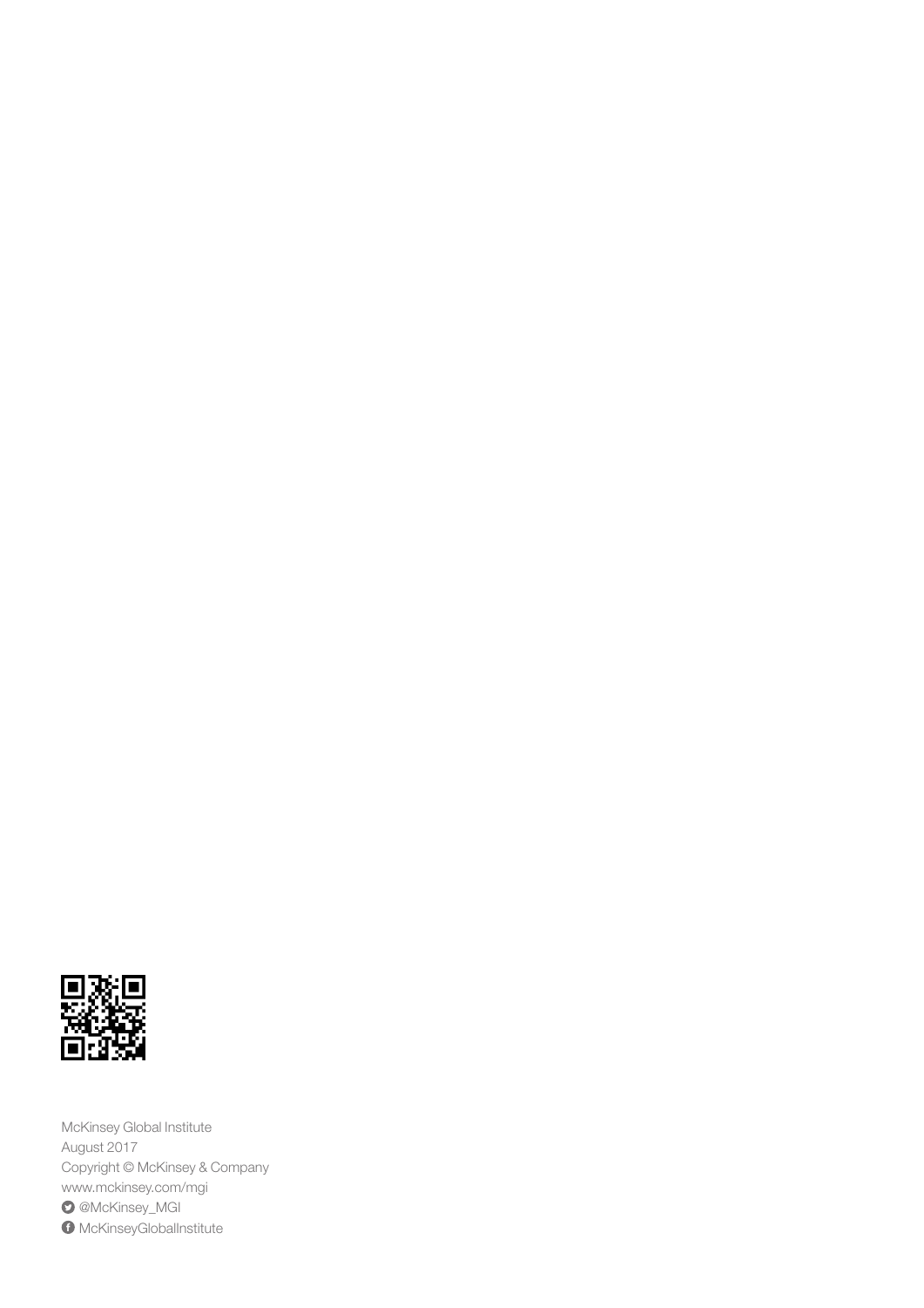McKinsey Global Institute
August 2017
Copyright © McKinsey & Company
www.mckinsey.com/mgi
@McKinsey_MGI
McKinseyGlobalInstitute